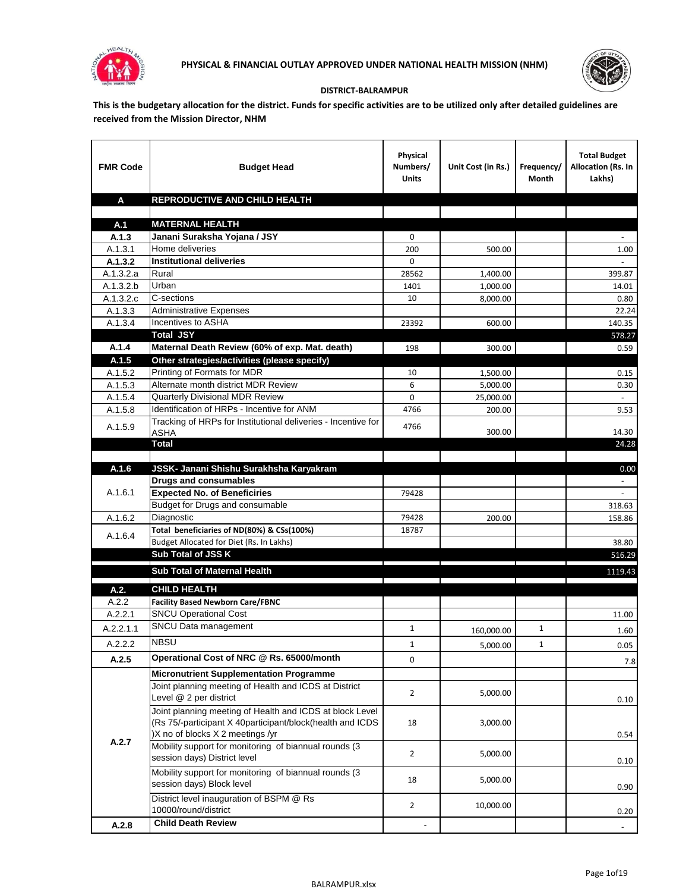# PHYSICAL & FINANCIAL OUTLAY APPROVED UNDER NATIONAL HEALTH MISSION (NHM)

## DISTRICT-BALRAMPUR

**This is the budgetary allocation for the district. Funds for specific activities are to be utilized only after detailed guidelines are received from the Mission Director, NHM**

| FMR Code | Budget Head | Physical Numbers/ Units | Unit Cost (in Rs.) | Frequency/ Month | Total Budget Allocation (Rs. In Lakhs) |
|---|---|---|---|---|---|
| **A** | **REPRODUCTIVE AND CHILD HEALTH** | | | | |
| | | | | | |
| **A.1** | **MATERNAL HEALTH** | | | | |
| **A.1.3** | **Janani Suraksha Yojana / JSY** | 0 | | | - |
| A.1.3.1 | Home deliveries | 200 | 500.00 | | 1.00 |
| **A.1.3.2** | **Institutional deliveries** | 0 | | | - |
| A.1.3.2.a | Rural | 28562 | 1,400.00 | | 399.87 |
| A.1.3.2.b | Urban | 1401 | 1,000.00 | | 14.01 |
| A.1.3.2.c | C-sections | 10 | 8,000.00 | | 0.80 |
| A.1.3.3 | Administrative Expenses | | | | 22.24 |
| A.1.3.4 | Incentives to ASHA | 23392 | 600.00 | | 140.35 |
| | **Total JSY** | | | | 578.27 |
| **A.1.4** | **Maternal Death Review (60% of exp. Mat. death)** | 198 | 300.00 | | 0.59 |
| **A.1.5** | **Other strategies/activities (please specify)** | | | | |
| A.1.5.2 | Printing of Formats for MDR | 10 | 1,500.00 | | 0.15 |
| A.1.5.3 | Alternate month district MDR Review | 6 | 5,000.00 | | 0.30 |
| A.1.5.4 | Quarterly Divisional MDR Review | 0 | 25,000.00 | | - |
| A.1.5.8 | Identification of HRPs - Incentive for ANM | 4766 | 200.00 | | 9.53 |
| A.1.5.9 | Tracking of HRPs for Institutional deliveries - Incentive for ASHA | 4766 | 300.00 | | 14.30 |
| | **Total** | | | | 24.28 |
| | | | | | |
| **A.1.6** | **JSSK- Janani Shishu Surakhsha Karyakram** | | | | 0.00 |
| A.1.6.1 | **Drugs and consumables** | | | | - |
| | **Expected No. of Beneficiries** | 79428 | | | - |
| | Budget for Drugs and consumable | | | | 318.63 |
| A.1.6.2 | Diagnostic | 79428 | 200.00 | | 158.86 |
| A.1.6.4 | **Total beneficiaries of ND(80%) & CSs(100%)** | 18787 | | | |
| | Budget Allocated for Diet (Rs. In Lakhs) | | | | 38.80 |
| | **Sub Total of JSS K** | | | | 516.29 |
| | **Sub Total of Maternal Health** | | | | 1119.43 |
| **A.2.** | **CHILD HEALTH** | | | | |
| A.2.2 | **Facility Based Newborn Care/FBNC** | | | | |
| A.2.2.1 | SNCU Operational Cost | | | | 11.00 |
| A.2.2.1.1 | SNCU Data management | 1 | 160,000.00 | 1 | 1.60 |
| A.2.2.2 | NBSU | 1 | 5,000.00 | 1 | 0.05 |
| **A.2.5** | **Operational Cost of NRC @ Rs. 65000/month** | 0 | | | 7.8 |
| A.2.7 | **Micronutrient Supplementation Programme** | | | | |
| | Joint planning meeting of Health and ICDS at District Level @ 2 per district | 2 | 5,000.00 | | 0.10 |
| | Joint planning meeting of Health and ICDS at block Level (Rs 75/-participant X 40participant/block(health and ICDS )X no of blocks X 2 meetings /yr | 18 | 3,000.00 | | 0.54 |
| | Mobility support for monitoring of biannual rounds (3 session days) District level | 2 | 5,000.00 | | 0.10 |
| | Mobility support for monitoring of biannual rounds (3 session days) Block level | 18 | 5,000.00 | | 0.90 |
| | District level inauguration of BSPM @ Rs 10000/round/district | 2 | 10,000.00 | | 0.20 |
| **A.2.8** | **Child Death Review** | - | | | - |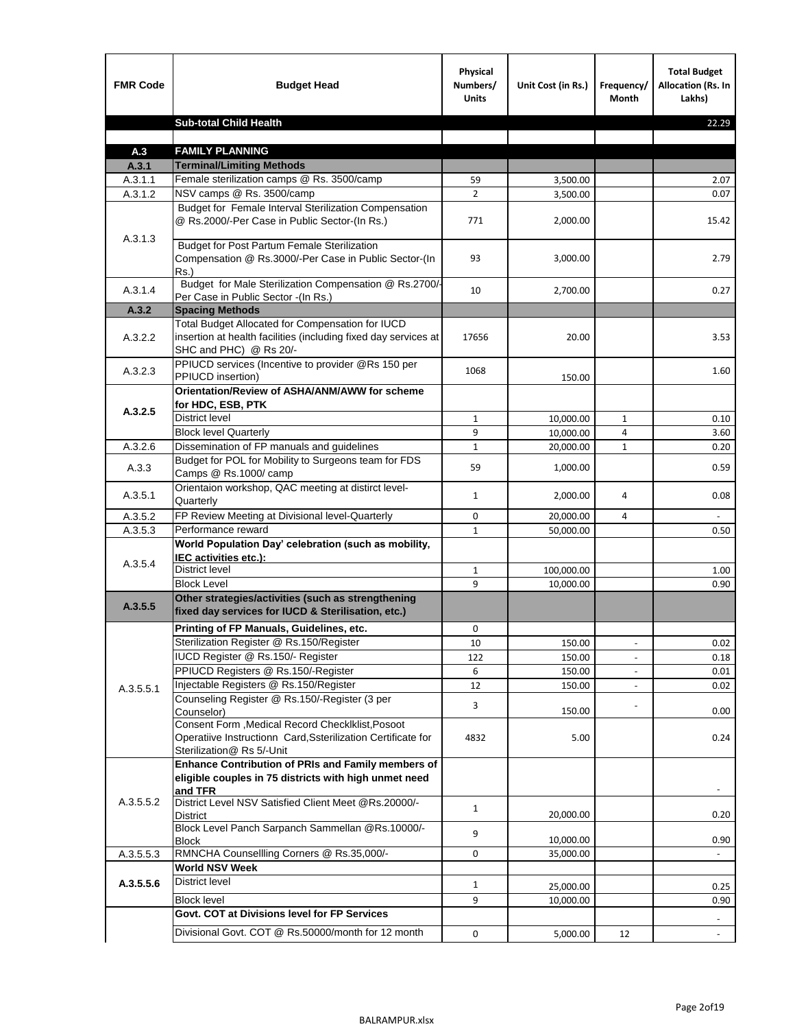| FMR Code | Budget Head | Physical Numbers/ Units | Unit Cost (in Rs.) | Frequency/ Month | Total Budget Allocation (Rs. In Lakhs) |
|---|---|---|---|---|---|
| | **Sub-total Child Health** | | | | 22.29 |
| | | | | | |
| **A.3** | **FAMILY PLANNING** | | | | |
| **A.3.1** | **Terminal/Limiting Methods** | | | | |
| A.3.1.1 | Female sterilization camps @ Rs. 3500/camp | 59 | 3,500.00 | | 2.07 |
| A.3.1.2 | NSV camps @ Rs. 3500/camp | 2 | 3,500.00 | | 0.07 |
| A.3.1.3 | Budget for Female Interval Sterilization Compensation @ Rs.2000/-Per Case in Public Sector-(In Rs.) | 771 | 2,000.00 | | 15.42 |
| | Budget for Post Partum Female Sterilization Compensation @ Rs.3000/-Per Case in Public Sector-(In Rs.) | 93 | 3,000.00 | | 2.79 |
| A.3.1.4 | Budget for Male Sterilization Compensation @ Rs.2700/-Per Case in Public Sector -(In Rs.) | 10 | 2,700.00 | | 0.27 |
| **A.3.2** | **Spacing Methods** | | | | |
| A.3.2.2 | Total Budget Allocated for Compensation for IUCD insertion at health facilities (including fixed day services at SHC and PHC) @ Rs 20/- | 17656 | 20.00 | | 3.53 |
| A.3.2.3 | PPIUCD services (Incentive to provider @Rs 150 per PPIUCD insertion) | 1068 | 150.00 | | 1.60 |
| **A.3.2.5** | **Orientation/Review of ASHA/ANM/AWW for scheme for HDC, ESB, PTK** | | | | |
| | District level | 1 | 10,000.00 | 1 | 0.10 |
| | Block level Quarterly | 9 | 10,000.00 | 4 | 3.60 |
| A.3.2.6 | Dissemination of FP manuals and guidelines | 1 | 20,000.00 | 1 | 0.20 |
| A.3.3 | Budget for POL for Mobility to Surgeons team for FDS Camps @ Rs.1000/ camp | 59 | 1,000.00 | | 0.59 |
| A.3.5.1 | Orientaion workshop, QAC meeting at distirct level-Quarterly | 1 | 2,000.00 | 4 | 0.08 |
| A.3.5.2 | FP Review Meeting at Divisional level-Quarterly | 0 | 20,000.00 | 4 | - |
| A.3.5.3 | Performance reward | 1 | 50,000.00 | | 0.50 |
| A.3.5.4 | **World Population Day' celebration (such as mobility, IEC activities etc.):** | | | | |
| | District level | 1 | 100,000.00 | | 1.00 |
| | Block Level | 9 | 10,000.00 | | 0.90 |
| **A.3.5.5** | **Other strategies/activities (such as strengthening fixed day services for IUCD & Sterilisation, etc.)** | | | | |
| A.3.5.5.1 | **Printing of FP Manuals, Guidelines, etc.** | 0 | | | |
| | Sterilization Register @ Rs.150/Register | 10 | 150.00 | - | 0.02 |
| | IUCD Register @ Rs.150/- Register | 122 | 150.00 | - | 0.18 |
| | PPIUCD Registers @ Rs.150/-Register | 6 | 150.00 | - | 0.01 |
| | Injectable Registers @ Rs.150/Register | 12 | 150.00 | - | 0.02 |
| | Counseling Register @ Rs.150/-Register (3 per Counselor) | 3 | 150.00 | - | 0.00 |
| | Consent Form ,Medical Record Checklklist,Posoot Operatiive Instructionn Card,Ssterilization Certificate for Sterilization@ Rs 5/-Unit | 4832 | 5.00 | | 0.24 |
| A.3.5.5.2 | **Enhance Contribution of PRIs and Family members of eligible couples in 75 districts with high unmet need and TFR** | | | | - |
| | District Level NSV Satisfied Client Meet @Rs.20000/-District | 1 | 20,000.00 | | 0.20 |
| | Block Level Panch Sarpanch Sammellan @Rs.10000/-Block | 9 | 10,000.00 | | 0.90 |
| A.3.5.5.3 | RMNCHA Counsellling Corners @ Rs.35,000/- | 0 | 35,000.00 | | - |
| **A.3.5.5.6** | **World NSV Week** | | | | |
| | District level | 1 | 25,000.00 | | 0.25 |
| | Block level | 9 | 10,000.00 | | 0.90 |
| | **Govt. COT at Divisions level for FP Services** | | | | - |
| | Divisional Govt. COT @ Rs.50000/month for 12 month | 0 | 5,000.00 | 12 | - |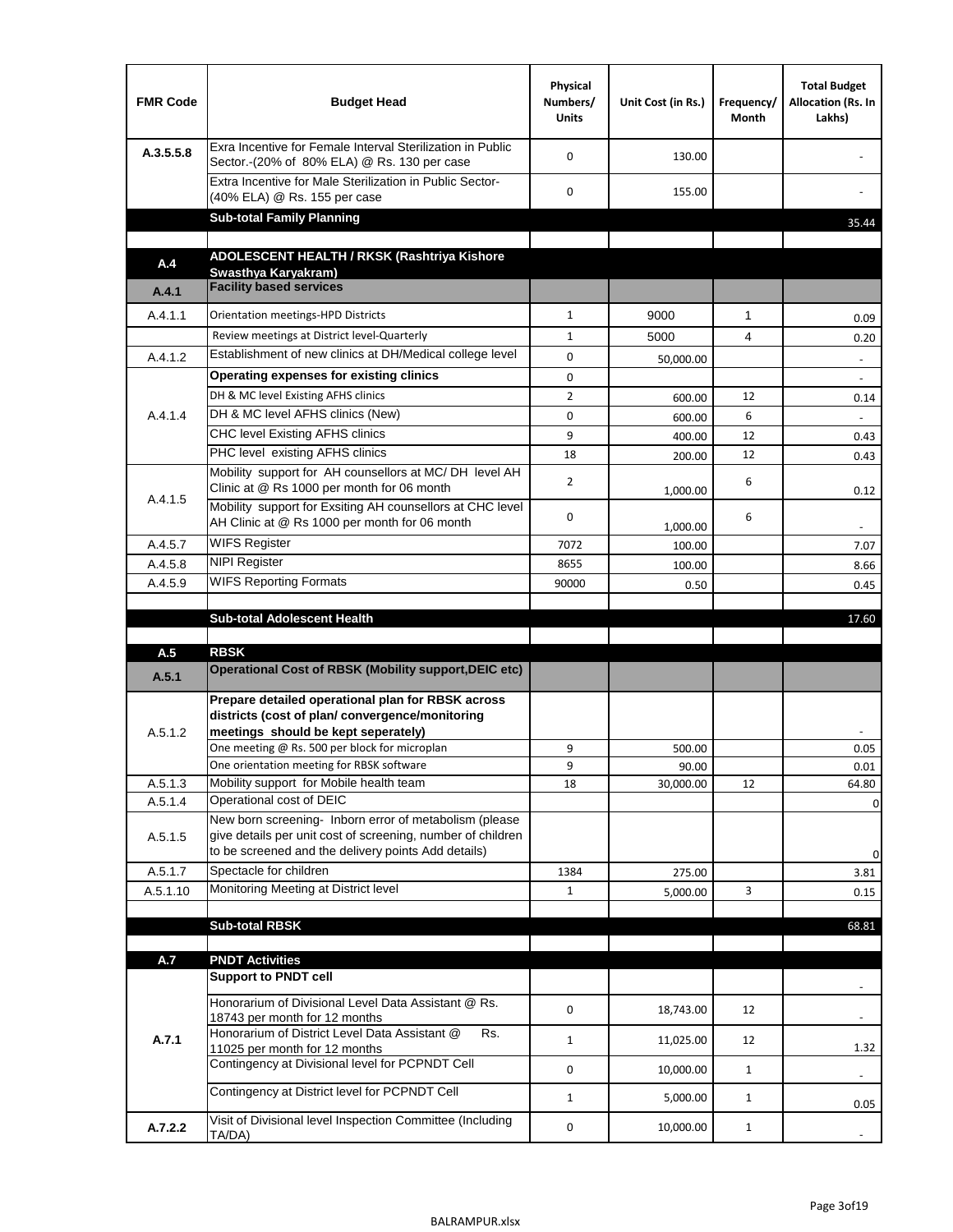| FMR Code | Budget Head | Physical Numbers/ Units | Unit Cost (in Rs.) | Frequency/ Month | Total Budget Allocation (Rs. In Lakhs) |
|---|---|---|---|---|---|
| A.3.5.5.8 | Exra Incentive for Female Interval Sterilization in Public Sector.-(20% of 80% ELA) @ Rs. 130 per case | 0 | 130.00 | | - |
| | Extra Incentive for Male Sterilization in Public Sector-(40% ELA) @ Rs. 155 per case | 0 | 155.00 | | - |
| | **Sub-total Family Planning** | | | | 35.44 |
| | | | | | |
| **A.4** | **ADOLESCENT HEALTH / RKSK (Rashtriya Kishore Swasthya Karyakram)** | | | | |
| **A.4.1** | **Facility based services** | | | | |
| A.4.1.1 | Orientation meetings-HPD Districts | 1 | 9000 | 1 | 0.09 |
| | Review meetings at District level-Quarterly | 1 | 5000 | 4 | 0.20 |
| A.4.1.2 | Establishment of new clinics at DH/Medical college level | 0 | 50,000.00 | | - |
| A.4.1.4 | **Operating expenses for existing clinics** | 0 | | | - |
| | DH & MC level Existing AFHS clinics | 2 | 600.00 | 12 | 0.14 |
| | DH & MC level AFHS clinics (New) | 0 | 600.00 | 6 | - |
| | CHC level Existing AFHS clinics | 9 | 400.00 | 12 | 0.43 |
| | PHC level existing AFHS clinics | 18 | 200.00 | 12 | 0.43 |
| A.4.1.5 | Mobility support for AH counsellors at MC/ DH level AH Clinic at @ Rs 1000 per month for 06 month | 2 | 1,000.00 | 6 | 0.12 |
| | Mobility support for Exsiting AH counsellors at CHC level AH Clinic at @ Rs 1000 per month for 06 month | 0 | 1,000.00 | 6 | - |
| A.4.5.7 | WIFS Register | 7072 | 100.00 | | 7.07 |
| A.4.5.8 | NIPI Register | 8655 | 100.00 | | 8.66 |
| A.4.5.9 | WIFS Reporting Formats | 90000 | 0.50 | | 0.45 |
| | | | | | |
| | **Sub-total Adolescent Health** | | | | 17.60 |
| | | | | | |
| **A.5** | **RBSK** | | | | |
| **A.5.1** | **Operational Cost of RBSK (Mobility support,DEIC etc)** | | | | |
| A.5.1.2 | **Prepare detailed operational plan for RBSK across districts (cost of plan/ convergence/monitoring meetings should be kept seperately)** | | | | - |
| | One meeting @ Rs. 500 per block for microplan | 9 | 500.00 | | 0.05 |
| | One orientation meeting for RBSK software | 9 | 90.00 | | 0.01 |
| A.5.1.3 | Mobility support for Mobile health team | 18 | 30,000.00 | 12 | 64.80 |
| A.5.1.4 | Operational cost of DEIC | | | | 0 |
| A.5.1.5 | New born screening- Inborn error of metabolism (please give details per unit cost of screening, number of children to be screened and the delivery points Add details) | | | | 0 |
| A.5.1.7 | Spectacle for children | 1384 | 275.00 | | 3.81 |
| A.5.1.10 | Monitoring Meeting at District level | 1 | 5,000.00 | 3 | 0.15 |
| | | | | | |
| | **Sub-total RBSK** | | | | 68.81 |
| | | | | | |
| **A.7** | **PNDT Activities** | | | | |
| **A.7.1** | **Support to PNDT cell** | | | | - |
| | Honorarium of Divisional Level Data Assistant @ Rs. 18743 per month for 12 months | 0 | 18,743.00 | 12 | - |
| | Honorarium of District Level Data Assistant @ Rs. 11025 per month for 12 months | 1 | 11,025.00 | 12 | 1.32 |
| | Contingency at Divisional level for PCPNDT Cell | 0 | 10,000.00 | 1 | - |
| | Contingency at District level for PCPNDT Cell | 1 | 5,000.00 | 1 | 0.05 |
| **A.7.2.2** | Visit of Divisional level Inspection Committee (Including TA/DA) | 0 | 10,000.00 | 1 | - |

BALRAMPUR.xlsx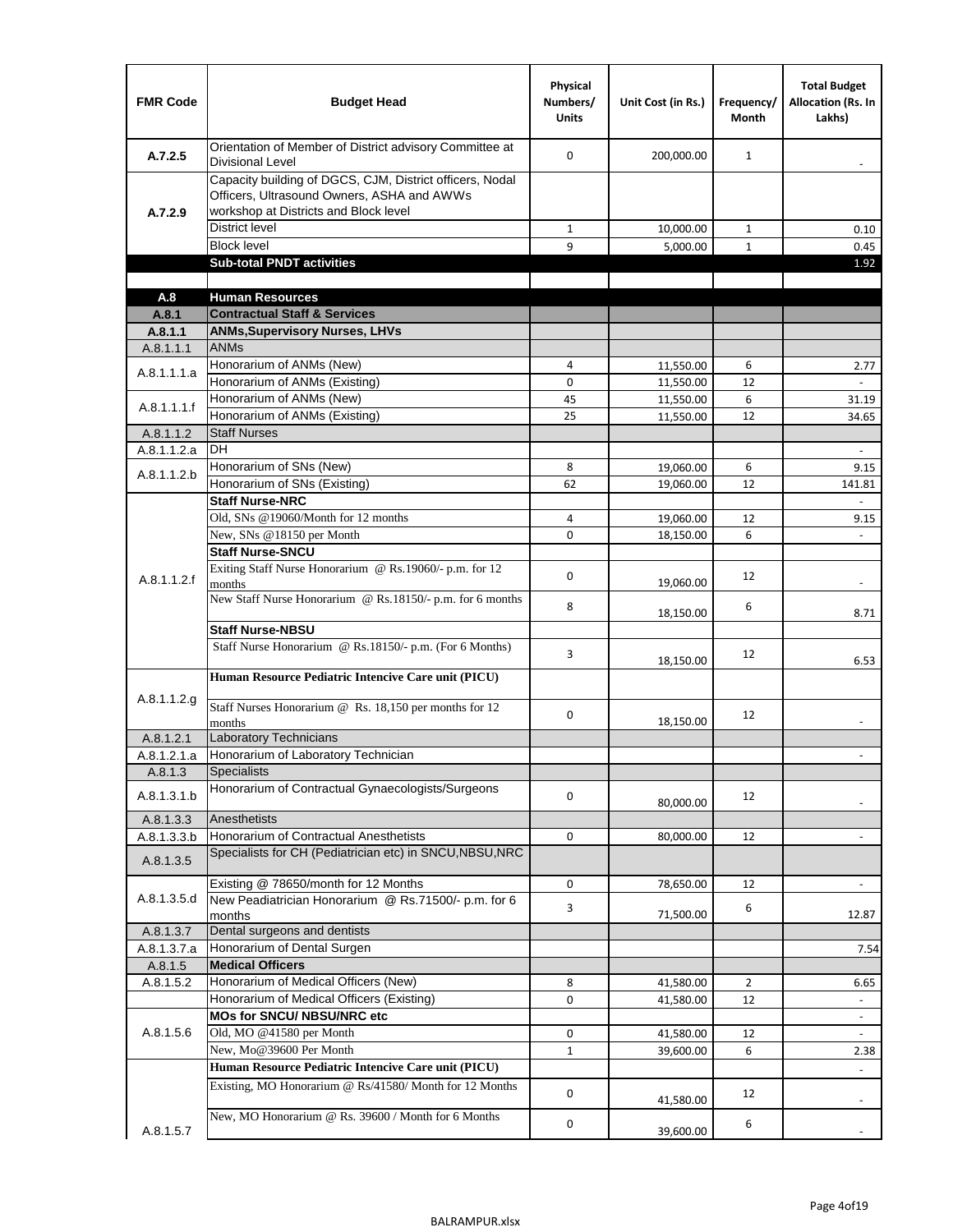| FMR Code | Budget Head | Physical Numbers/ Units | Unit Cost (in Rs.) | Frequency/ Month | Total Budget Allocation (Rs. In Lakhs) |
|---|---|---|---|---|---|
| A.7.2.5 | Orientation of Member of District advisory Committee at Divisional Level | 0 | 200,000.00 | 1 | - |
| A.7.2.9 | Capacity building of DGCS, CJM, District officers, Nodal Officers, Ultrasound Owners, ASHA and AWWs workshop at Districts and Block level | | | | |
| | District level | 1 | 10,000.00 | 1 | 0.10 |
| | Block level | 9 | 5,000.00 | 1 | 0.45 |
| | **Sub-total PNDT activities** | | | | 1.92 |
| | | | | | |
| **A.8** | **Human Resources** | | | | |
| **A.8.1** | **Contractual Staff & Services** | | | | |
| **A.8.1.1** | **ANMs,Supervisory Nurses, LHVs** | | | | |
| A.8.1.1.1 | ANMs | | | | |
| A.8.1.1.1.a | Honorarium of ANMs (New) | 4 | 11,550.00 | 6 | 2.77 |
| | Honorarium of ANMs (Existing) | 0 | 11,550.00 | 12 | - |
| A.8.1.1.1.f | Honorarium of ANMs (New) | 45 | 11,550.00 | 6 | 31.19 |
| | Honorarium of ANMs (Existing) | 25 | 11,550.00 | 12 | 34.65 |
| A.8.1.1.2 | Staff Nurses | | | | |
| A.8.1.1.2.a | DH | | | | - |
| A.8.1.1.2.b | Honorarium of SNs (New) | 8 | 19,060.00 | 6 | 9.15 |
| | Honorarium of SNs (Existing) | 62 | 19,060.00 | 12 | 141.81 |
| A.8.1.1.2.f | **Staff Nurse-NRC** | | | | - |
| | Old, SNs @19060/Month for 12 months | 4 | 19,060.00 | 12 | 9.15 |
| | New, SNs @18150 per Month | 0 | 18,150.00 | 6 | - |
| | **Staff Nurse-SNCU** | | | | |
| | Exiting Staff Nurse Honorarium @ Rs.19060/- p.m. for 12 months | 0 | 19,060.00 | 12 | - |
| | New Staff Nurse Honorarium @ Rs.18150/- p.m. for 6 months | 8 | 18,150.00 | 6 | 8.71 |
| | **Staff Nurse-NBSU** | | | | |
| | Staff Nurse Honorarium @ Rs.18150/- p.m. (For 6 Months) | 3 | 18,150.00 | 12 | 6.53 |
| A.8.1.1.2.g | **Human Resource Pediatric Intencive Care unit (PICU)** | | | | |
| | Staff Nurses Honorarium @ Rs. 18,150 per months for 12 months | 0 | 18,150.00 | 12 | - |
| A.8.1.2.1 | Laboratory Technicians | | | | |
| A.8.1.2.1.a | Honorarium of Laboratory Technician | | | | - |
| A.8.1.3 | Specialists | | | | |
| A.8.1.3.1.b | Honorarium of Contractual Gynaecologists/Surgeons | 0 | 80,000.00 | 12 | - |
| A.8.1.3.3 | Anesthetists | | | | |
| A.8.1.3.3.b | Honorarium of Contractual Anesthetists | 0 | 80,000.00 | 12 | - |
| A.8.1.3.5 | Specialists for CH (Pediatrician etc) in SNCU,NBSU,NRC | | | | |
| A.8.1.3.5.d | Existing @ 78650/month for 12 Months | 0 | 78,650.00 | 12 | - |
| | New Peadiatrician Honorarium @ Rs.71500/- p.m. for 6 months | 3 | 71,500.00 | 6 | 12.87 |
| A.8.1.3.7 | Dental surgeons and dentists | | | | |
| A.8.1.3.7.a | Honorarium of Dental Surgen | | | | 7.54 |
| A.8.1.5 | **Medical Officers** | | | | |
| A.8.1.5.2 | Honorarium of Medical Officers (New) | 8 | 41,580.00 | 2 | 6.65 |
| | Honorarium of Medical Officers (Existing) | 0 | 41,580.00 | 12 | - |
| A.8.1.5.6 | **MOs for SNCU/ NBSU/NRC etc** | | | | - |
| | Old, MO @41580 per Month | 0 | 41,580.00 | 12 | - |
| | New, Mo@39600 Per Month | 1 | 39,600.00 | 6 | 2.38 |
| A.8.1.5.7 | **Human Resource Pediatric Intencive Care unit (PICU)** | | | | - |
| | Existing, MO Honorarium @ Rs/41580/ Month for 12 Months | 0 | 41,580.00 | 12 | - |
| | New, MO Honorarium @ Rs. 39600 / Month for 6 Months | 0 | 39,600.00 | 6 | - |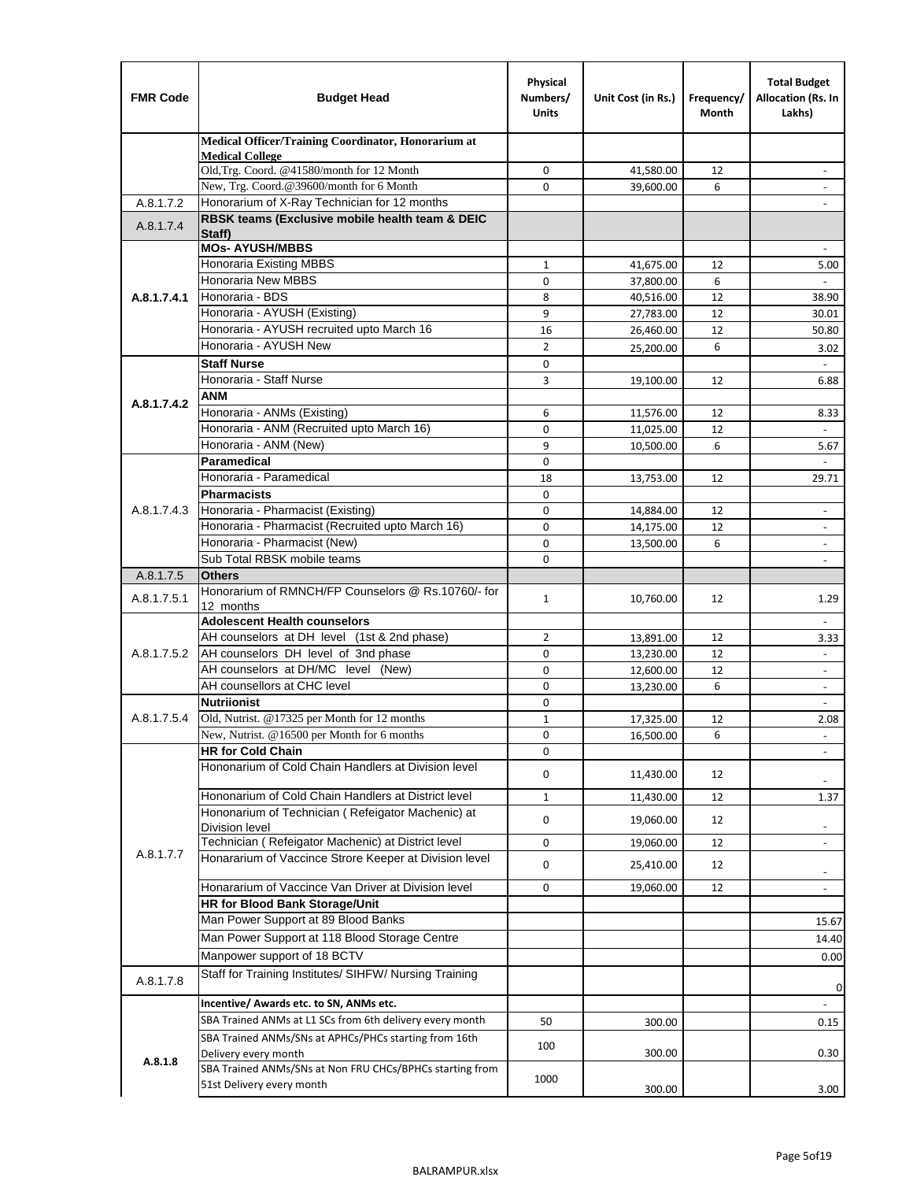| FMR Code | Budget Head | Physical Numbers/ Units | Unit Cost (in Rs.) | Frequency/ Month | Total Budget Allocation (Rs. In Lakhs) |
|---|---|---|---|---|---|
| | **Medical Officer/Training Coordinator, Honorarium at Medical College** | | | | |
| | Old,Trg. Coord. @41580/month for 12 Month | 0 | 41,580.00 | 12 | - |
| | New, Trg. Coord.@39600/month for 6 Month | 0 | 39,600.00 | 6 | - |
| A.8.1.7.2 | Honorarium of X-Ray Technician for 12 months | | | | - |
| A.8.1.7.4 | **RBSK teams (Exclusive mobile health team & DEIC Staff)** | | | | |
| | **MOs- AYUSH/MBBS** | | | | - |
| | Honoraria Existing MBBS | 1 | 41,675.00 | 12 | 5.00 |
| | Honoraria New MBBS | 0 | 37,800.00 | 6 | - |
| **A.8.1.7.4.1** | Honoraria - BDS | 8 | 40,516.00 | 12 | 38.90 |
| | Honoraria - AYUSH (Existing) | 9 | 27,783.00 | 12 | 30.01 |
| | Honoraria - AYUSH recruited upto March 16 | 16 | 26,460.00 | 12 | 50.80 |
| | Honoraria - AYUSH New | 2 | 25,200.00 | 6 | 3.02 |
| | **Staff Nurse** | 0 | | | - |
| | Honoraria - Staff Nurse | 3 | 19,100.00 | 12 | 6.88 |
| **A.8.1.7.4.2** | **ANM** | | | | |
| | Honoraria - ANMs (Existing) | 6 | 11,576.00 | 12 | 8.33 |
| | Honoraria - ANM (Recruited upto March 16) | 0 | 11,025.00 | 12 | - |
| | Honoraria - ANM (New) | 9 | 10,500.00 | 6 | 5.67 |
| | **Paramedical** | 0 | | | - |
| | Honoraria - Paramedical | 18 | 13,753.00 | 12 | 29.71 |
| | **Pharmacists** | 0 | | | |
| A.8.1.7.4.3 | Honoraria - Pharmacist (Existing) | 0 | 14,884.00 | 12 | - |
| | Honoraria - Pharmacist (Recruited upto March 16) | 0 | 14,175.00 | 12 | - |
| | Honoraria - Pharmacist (New) | 0 | 13,500.00 | 6 | - |
| | Sub Total RBSK mobile teams | 0 | | | - |
| A.8.1.7.5 | **Others** | | | | |
| A.8.1.7.5.1 | Honorarium of RMNCH/FP Counselors @ Rs.10760/- for 12 months | 1 | 10,760.00 | 12 | 1.29 |
| | **Adolescent Health counselors** | | | | - |
| | AH counselors at DH level (1st & 2nd phase) | 2 | 13,891.00 | 12 | 3.33 |
| A.8.1.7.5.2 | AH counselors DH level of 3nd phase | 0 | 13,230.00 | 12 | - |
| | AH counselors at DH/MC level (New) | 0 | 12,600.00 | 12 | - |
| | AH counsellors at CHC level | 0 | 13,230.00 | 6 | - |
| | **Nutriionist** | 0 | | | - |
| A.8.1.7.5.4 | Old, Nutrist. @17325 per Month for 12 months | 1 | 17,325.00 | 12 | 2.08 |
| | New, Nutrist. @16500 per Month for 6 months | 0 | 16,500.00 | 6 | - |
| | **HR for Cold Chain** | 0 | | | - |
| | Hononarium of Cold Chain Handlers at Division level | 0 | 11,430.00 | 12 | - |
| | Hononarium of Cold Chain Handlers at District level | 1 | 11,430.00 | 12 | 1.37 |
| | Hononarium of Technician ( Refeigator Machenic) at Division level | 0 | 19,060.00 | 12 | - |
| | Technician ( Refeigator Machenic) at District level | 0 | 19,060.00 | 12 | - |
| A.8.1.7.7 | Honararium of Vaccince Strore Keeper at Division level | 0 | 25,410.00 | 12 | - |
| | Honararium of Vaccince Van Driver at Division level | 0 | 19,060.00 | 12 | - |
| | **HR for Blood Bank Storage/Unit** | | | | |
| | Man Power Support at 89 Blood Banks | | | | 15.67 |
| | Man Power Support at 118 Blood Storage Centre | | | | 14.40 |
| | Manpower support of 18 BCTV | | | | 0.00 |
| A.8.1.7.8 | Staff for Training Institutes/ SIHFW/ Nursing Training | | | | 0 |
| | **Incentive/ Awards etc. to SN, ANMs etc.** | | | | - |
| | SBA Trained ANMs at L1 SCs from 6th delivery every month | 50 | 300.00 | | 0.15 |
| **A.8.1.8** | SBA Trained ANMs/SNs at APHCs/PHCs starting from 16th Delivery every month | 100 | 300.00 | | 0.30 |
| | SBA Trained ANMs/SNs at Non FRU CHCs/BPHCs starting from 51st Delivery every month | 1000 | 300.00 | | 3.00 |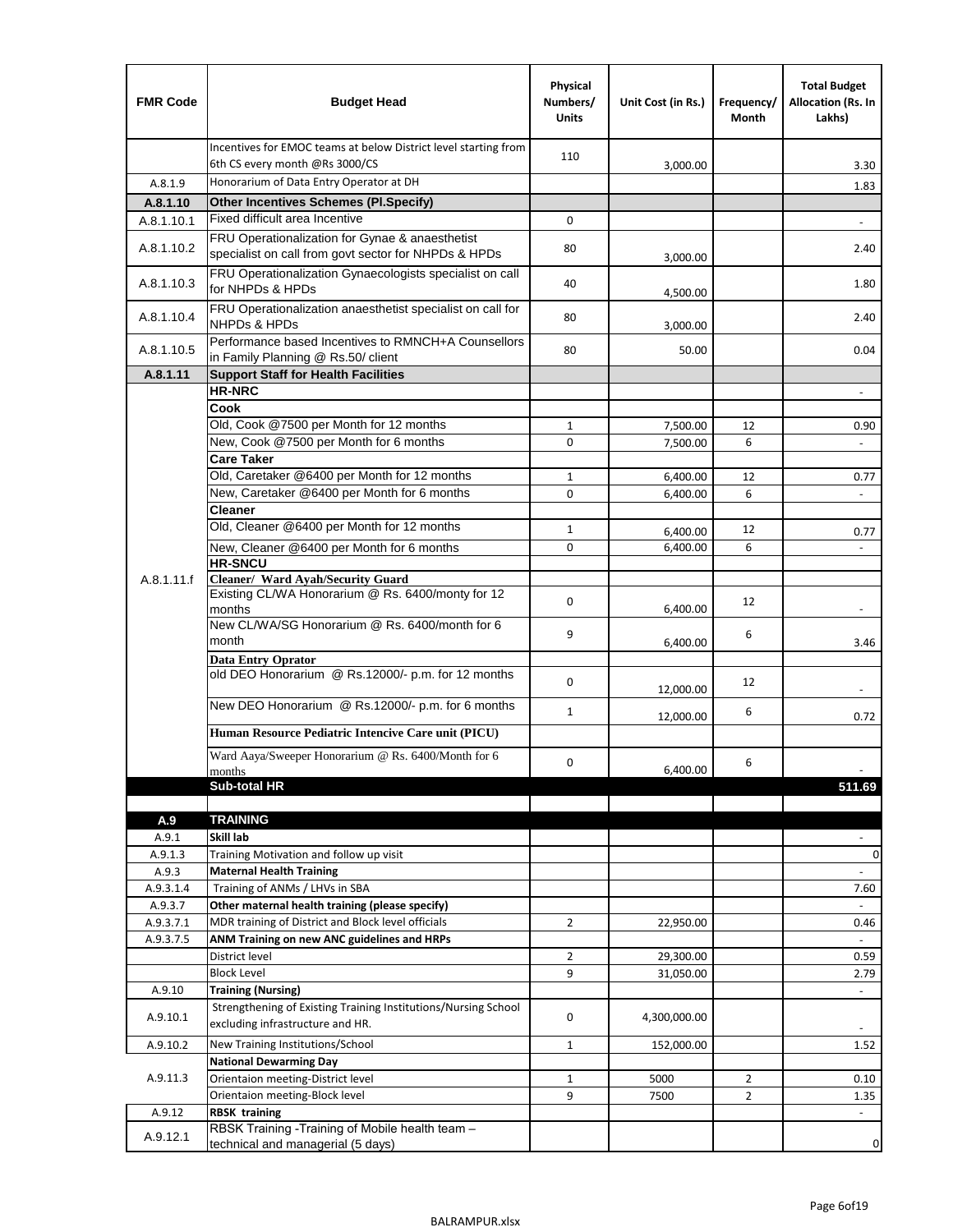| FMR Code | Budget Head | Physical Numbers/ Units | Unit Cost (in Rs.) | Frequency/ Month | Total Budget Allocation (Rs. In Lakhs) |
|---|---|---|---|---|---|
| | Incentives for EMOC teams at below District level starting from 6th CS every month @Rs 3000/CS | 110 | 3,000.00 | | 3.30 |
| A.8.1.9 | Honorarium of Data Entry Operator at DH | | | | 1.83 |
| A.8.1.10 | **Other Incentives Schemes (Pl.Specify)** | | | | |
| A.8.1.10.1 | Fixed difficult area Incentive | 0 | | | - |
| A.8.1.10.2 | FRU Operationalization for Gynae & anaesthetist specialist on call from govt sector for NHPDs & HPDs | 80 | 3,000.00 | | 2.40 |
| A.8.1.10.3 | FRU Operationalization Gynaecologists specialist on call for NHPDs & HPDs | 40 | 4,500.00 | | 1.80 |
| A.8.1.10.4 | FRU Operationalization anaesthetist specialist on call for NHPDs & HPDs | 80 | 3,000.00 | | 2.40 |
| A.8.1.10.5 | Performance based Incentives to RMNCH+A Counsellors in Family Planning @ Rs.50/ client | 80 | 50.00 | | 0.04 |
| A.8.1.11 | **Support Staff for Health Facilities** | | | | |
| A.8.1.11.f | **HR-NRC** | | | | - |
| | **Cook** | | | | |
| | Old, Cook @7500 per Month for 12 months | 1 | 7,500.00 | 12 | 0.90 |
| | New, Cook @7500 per Month for 6 months | 0 | 7,500.00 | 6 | - |
| | **Care Taker** | | | | |
| | Old, Caretaker @6400 per Month for 12 months | 1 | 6,400.00 | 12 | 0.77 |
| | New, Caretaker @6400 per Month for 6 months | 0 | 6,400.00 | 6 | - |
| | **Cleaner** | | | | |
| | Old, Cleaner @6400 per Month for 12 months | 1 | 6,400.00 | 12 | 0.77 |
| | New, Cleaner @6400 per Month for 6 months | 0 | 6,400.00 | 6 | - |
| | **HR-SNCU** | | | | |
| | **Cleaner/ Ward Ayah/Security Guard** | | | | |
| | Existing CL/WA Honorarium @ Rs. 6400/monty for 12 months | 0 | 6,400.00 | 12 | - |
| | New CL/WA/SG Honorarium @ Rs. 6400/month for 6 month | 9 | 6,400.00 | 6 | 3.46 |
| | **Data Entry Oprator** | | | | |
| | old DEO Honorarium @ Rs.12000/- p.m. for 12 months | 0 | 12,000.00 | 12 | - |
| | New DEO Honorarium @ Rs.12000/- p.m. for 6 months | 1 | 12,000.00 | 6 | 0.72 |
| | **Human Resource Pediatric Intencive Care unit (PICU)** | | | | |
| | Ward Aaya/Sweeper Honorarium @ Rs. 6400/Month for 6 months | 0 | 6,400.00 | 6 | - |
| | **Sub-total HR** | | | | **511.69** |
| | | | | | |
| **A.9** | **TRAINING** | | | | |
| A.9.1 | **Skill lab** | | | | - |
| A.9.1.3 | Training Motivation and follow up visit | | | | 0 |
| A.9.3 | **Maternal Health Training** | | | | - |
| A.9.3.1.4 | Training of ANMs / LHVs in SBA | | | | 7.60 |
| A.9.3.7 | **Other maternal health training (please specify)** | | | | - |
| A.9.3.7.1 | MDR training of District and Block level officials | 2 | 22,950.00 | | 0.46 |
| A.9.3.7.5 | **ANM Training on new ANC guidelines and HRPs** | | | | - |
| | District level | 2 | 29,300.00 | | 0.59 |
| | Block Level | 9 | 31,050.00 | | 2.79 |
| A.9.10 | **Training (Nursing)** | | | | - |
| A.9.10.1 | Strengthening of Existing Training Institutions/Nursing School excluding infrastructure and HR. | 0 | 4,300,000.00 | | - |
| A.9.10.2 | New Training Institutions/School | 1 | 152,000.00 | | 1.52 |
| A.9.11.3 | **National Dewarming Day** | | | | |
| | Orientaion meeting-District level | 1 | 5000 | 2 | 0.10 |
| | Orientaion meeting-Block level | 9 | 7500 | 2 | 1.35 |
| A.9.12 | **RBSK training** | | | | - |
| A.9.12.1 | RBSK Training -Training of Mobile health team – technical and managerial (5 days) | | | | 0 |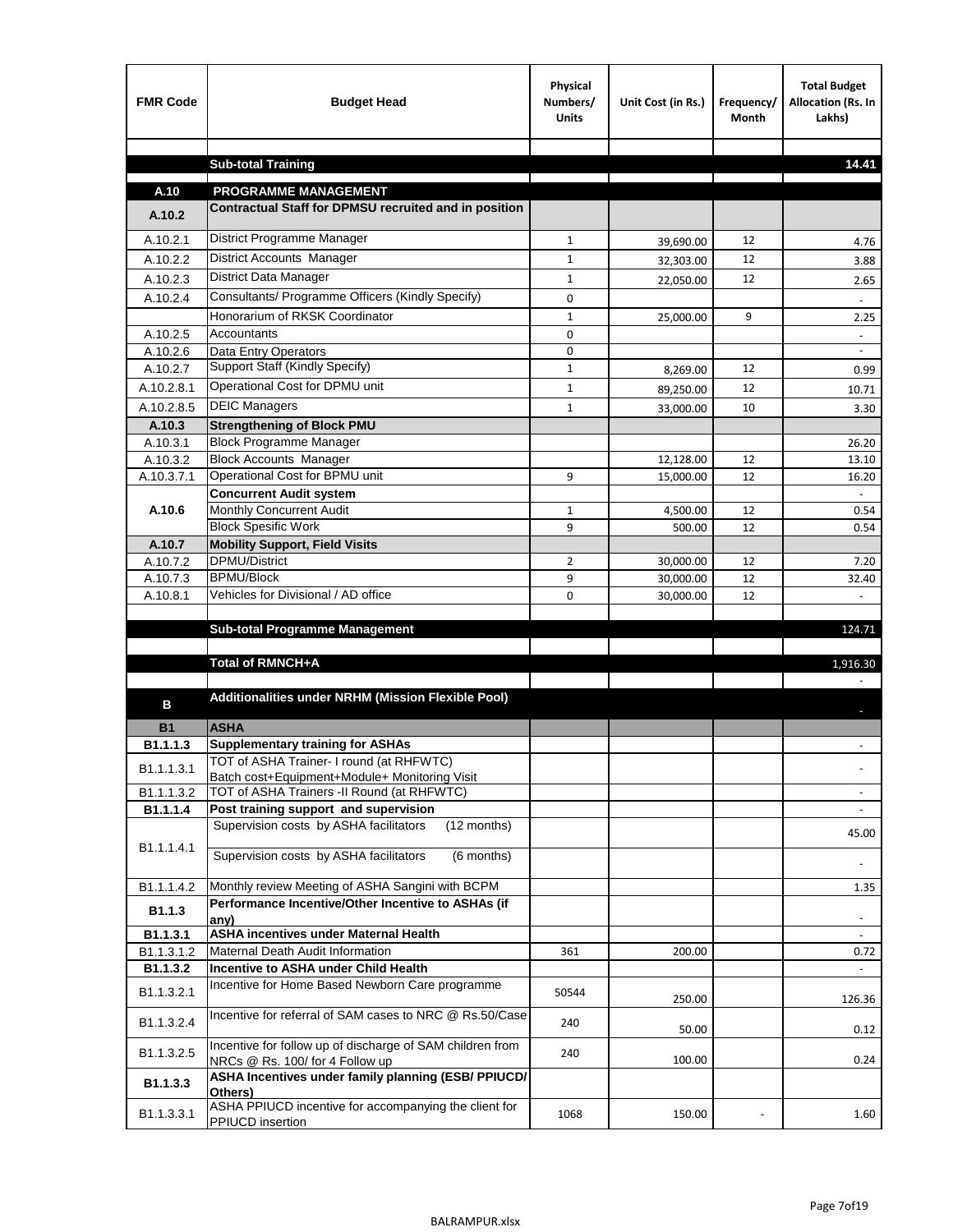| FMR Code | Budget Head | Physical Numbers/ Units | Unit Cost (in Rs.) | Frequency/ Month | Total Budget Allocation (Rs. In Lakhs) |
|---|---|---|---|---|---|
| | | | | | |
| | **Sub-total Training** | | | | **14.41** |
| | | | | | |
| **A.10** | **PROGRAMME MANAGEMENT** | | | | |
| **A.10.2** | **Contractual Staff for DPMSU recruited and in position** | | | | |
| A.10.2.1 | District Programme Manager | 1 | 39,690.00 | 12 | 4.76 |
| A.10.2.2 | District Accounts Manager | 1 | 32,303.00 | 12 | 3.88 |
| A.10.2.3 | District Data Manager | 1 | 22,050.00 | 12 | 2.65 |
| A.10.2.4 | Consultants/ Programme Officers (Kindly Specify) | 0 | | | - |
| | Honorarium of RKSK Coordinator | 1 | 25,000.00 | 9 | 2.25 |
| A.10.2.5 | Accountants | 0 | | | - |
| A.10.2.6 | Data Entry Operators | 0 | | | - |
| A.10.2.7 | Support Staff (Kindly Specify) | 1 | 8,269.00 | 12 | 0.99 |
| A.10.2.8.1 | Operational Cost for DPMU unit | 1 | 89,250.00 | 12 | 10.71 |
| A.10.2.8.5 | DEIC Managers | 1 | 33,000.00 | 10 | 3.30 |
| **A.10.3** | **Strengthening of Block PMU** | | | | |
| A.10.3.1 | Block Programme Manager | | | | 26.20 |
| A.10.3.2 | Block Accounts Manager | | 12,128.00 | 12 | 13.10 |
| A.10.3.7.1 | Operational Cost for BPMU unit | 9 | 15,000.00 | 12 | 16.20 |
| **A.10.6** | **Concurrent Audit system** | | | | - |
| | Monthly Concurrent Audit | 1 | 4,500.00 | 12 | 0.54 |
| | Block Spesific Work | 9 | 500.00 | 12 | 0.54 |
| **A.10.7** | **Mobility Support, Field Visits** | | | | |
| A.10.7.2 | DPMU/District | 2 | 30,000.00 | 12 | 7.20 |
| A.10.7.3 | BPMU/Block | 9 | 30,000.00 | 12 | 32.40 |
| A.10.8.1 | Vehicles for Divisional / AD office | 0 | 30,000.00 | 12 | - |
| | | | | | |
| | **Sub-total Programme Management** | | | | 124.71 |
| | | | | | |
| | **Total of RMNCH+A** | | | | 1,916.30 |
| | | | | | - |
| **B** | **Additionalities under NRHM (Mission Flexible Pool)** | | | | - |
| **B1** | **ASHA** | | | | |
| **B1.1.1.3** | **Supplementary training for ASHAs** | | | | - |
| B1.1.1.3.1 | TOT of ASHA Trainer- I round (at RHFWTC) Batch cost+Equipment+Module+ Monitoring Visit | | | | - |
| B1.1.1.3.2 | TOT of ASHA Trainers -II Round (at RHFWTC) | | | | - |
| **B1.1.1.4** | **Post training support and supervision** | | | | - |
| B1.1.1.4.1 | Supervision costs by ASHA facilitators (12 months) | | | | 45.00 |
| | Supervision costs by ASHA facilitators (6 months) | | | | - |
| B1.1.1.4.2 | Monthly review Meeting of ASHA Sangini with BCPM | | | | 1.35 |
| **B1.1.3** | **Performance Incentive/Other Incentive to ASHAs (if any)** | | | | - |
| **B1.1.3.1** | **ASHA incentives under Maternal Health** | | | | - |
| B1.1.3.1.2 | Maternal Death Audit Information | 361 | 200.00 | | 0.72 |
| **B1.1.3.2** | **Incentive to ASHA under Child Health** | | | | - |
| B1.1.3.2.1 | Incentive for Home Based Newborn Care programme | 50544 | 250.00 | | 126.36 |
| B1.1.3.2.4 | Incentive for referral of SAM cases to NRC @ Rs.50/Case | 240 | 50.00 | | 0.12 |
| B1.1.3.2.5 | Incentive for follow up of discharge of SAM children from NRCs @ Rs. 100/ for 4 Follow up | 240 | 100.00 | | 0.24 |
| **B1.1.3.3** | **ASHA Incentives under family planning (ESB/ PPIUCD/ Others)** | | | | |
| B1.1.3.3.1 | ASHA PPIUCD incentive for accompanying the client for PPIUCD insertion | 1068 | 150.00 | - | 1.60 |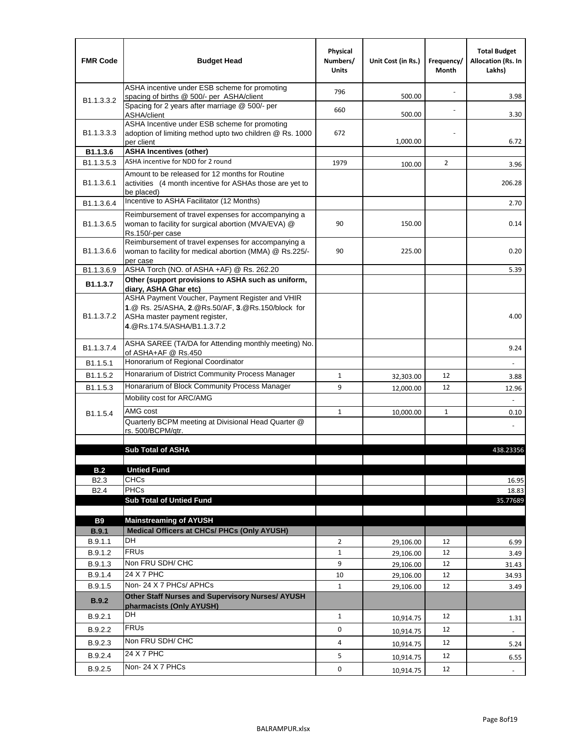| FMR Code | Budget Head | Physical Numbers/ Units | Unit Cost (in Rs.) | Frequency/ Month | Total Budget Allocation (Rs. In Lakhs) |
|---|---|---|---|---|---|
| B1.1.3.3.2 | ASHA incentive under ESB scheme for promoting spacing of births @ 500/- per ASHA/client | 796 | 500.00 | - | 3.98 |
| | Spacing for 2 years after marriage @ 500/- per ASHA/client | 660 | 500.00 | - | 3.30 |
| B1.1.3.3.3 | ASHA Incentive under ESB scheme for promoting adoption of limiting method upto two children @ Rs. 1000 per client | 672 | 1,000.00 | - | 6.72 |
| **B1.1.3.6** | **ASHA Incentives (other)** | | | | |
| B1.1.3.5.3 | ASHA incentive for NDD for 2 round | 1979 | 100.00 | 2 | 3.96 |
| B1.1.3.6.1 | Amount to be released for 12 months for Routine activities (4 month incentive for ASHAs those are yet to be placed) | | | | 206.28 |
| B1.1.3.6.4 | Incentive to ASHA Facilitator (12 Months) | | | | 2.70 |
| B1.1.3.6.5 | Reimbursement of travel expenses for accompanying a woman to facility for surgical abortion (MVA/EVA) @ Rs.150/-per case | 90 | 150.00 | | 0.14 |
| B1.1.3.6.6 | Reimbursement of travel expenses for accompanying a woman to facility for medical abortion (MMA) @ Rs.225/- per case | 90 | 225.00 | | 0.20 |
| B1.1.3.6.9 | ASHA Torch (NO. of ASHA +AF) @ Rs. 262.20 | | | | 5.39 |
| **B1.1.3.7** | **Other (support provisions to ASHA such as uniform, diary, ASHA Ghar etc)** | | | | |
| B1.1.3.7.2 | ASHA Payment Voucher, Payment Register and VHIR **1**.@ Rs. 25/ASHA, **2**.@Rs.50/AF, **3**.@Rs.150/block for ASHa master payment register, **4**.@Rs.174.5/ASHA/B1.1.3.7.2 | | | | 4.00 |
| B1.1.3.7.4 | ASHA SAREE (TA/DA for Attending monthly meeting) No. of ASHA+AF @ Rs.450 | | | | 9.24 |
| B1.1.5.1 | Honorarium of Regional Coordinator | | | | - |
| B1.1.5.2 | Honararium of District Community Process Manager | 1 | 32,303.00 | 12 | 3.88 |
| B1.1.5.3 | Honararium of Block Community Process Manager | 9 | 12,000.00 | 12 | 12.96 |
| B1.1.5.4 | Mobility cost for ARC/AMG | | | | - |
| | AMG cost | 1 | 10,000.00 | 1 | 0.10 |
| | Quarterly BCPM meeting at Divisional Head Quarter @ rs. 500/BCPM/qtr. | | | | - |
| | | | | | |
| | **Sub Total of ASHA** | | | | 438.23356 |
| | | | | | |
| **B.2** | **Untied Fund** | | | | |
| B2.3 | CHCs | | | | 16.95 |
| B2.4 | PHCs | | | | 18.83 |
| | **Sub Total of Untied Fund** | | | | 35.77689 |
| | | | | | |
| **B9** | **Mainstreaming of AYUSH** | | | | |
| **B.9.1** | **Medical Officers at CHCs/ PHCs (Only AYUSH)** | | | | |
| B.9.1.1 | DH | 2 | 29,106.00 | 12 | 6.99 |
| B.9.1.2 | FRUs | 1 | 29,106.00 | 12 | 3.49 |
| B.9.1.3 | Non FRU SDH/ CHC | 9 | 29,106.00 | 12 | 31.43 |
| B.9.1.4 | 24 X 7 PHC | 10 | 29,106.00 | 12 | 34.93 |
| B.9.1.5 | Non- 24 X 7 PHCs/ APHCs | 1 | 29,106.00 | 12 | 3.49 |
| **B.9.2** | **Other Staff Nurses and Supervisory Nurses/ AYUSH pharmacists (Only AYUSH)** | | | | |
| B.9.2.1 | DH | 1 | 10,914.75 | 12 | 1.31 |
| B.9.2.2 | FRUs | 0 | 10,914.75 | 12 | - |
| B.9.2.3 | Non FRU SDH/ CHC | 4 | 10,914.75 | 12 | 5.24 |
| B.9.2.4 | 24 X 7 PHC | 5 | 10,914.75 | 12 | 6.55 |
| B.9.2.5 | Non- 24 X 7 PHCs | 0 | 10,914.75 | 12 | - |

BALRAMPUR.xlsx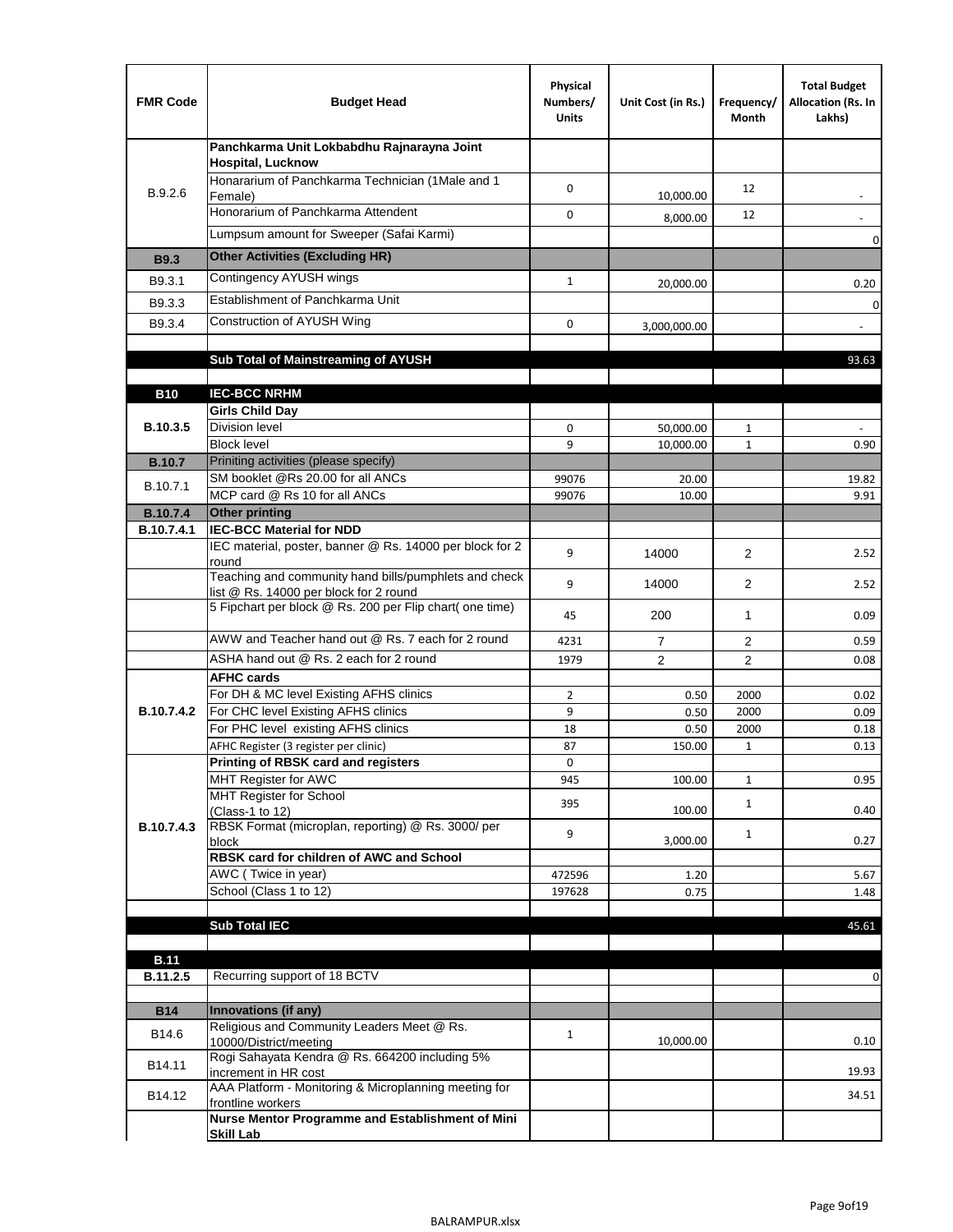| FMR Code | Budget Head | Physical Numbers/ Units | Unit Cost (in Rs.) | Frequency/ Month | Total Budget Allocation (Rs. In Lakhs) |
|---|---|---|---|---|---|
| B.9.2.6 | **Panchkarma Unit Lokbabdhu Rajnarayna Joint Hospital, Lucknow** | | | | |
| | Honararium of Panchkarma Technician (1Male and 1 Female) | 0 | 10,000.00 | 12 | - |
| | Honorarium of Panchkarma Attendent | 0 | 8,000.00 | 12 | - |
| | Lumpsum amount for Sweeper (Safai Karmi) | | | | 0 |
| **B9.3** | **Other Activities (Excluding HR)** | | | | |
| B9.3.1 | Contingency AYUSH wings | 1 | 20,000.00 | | 0.20 |
| B9.3.3 | Establishment of Panchkarma Unit | | | | 0 |
| B9.3.4 | Construction of AYUSH Wing | 0 | 3,000,000.00 | | - |
| | | | | | |
| | **Sub Total of Mainstreaming of AYUSH** | | | | 93.63 |
| | | | | | |
| **B10** | **IEC-BCC NRHM** | | | | |
| **B.10.3.5** | **Girls Child Day** | | | | |
| | Division level | 0 | 50,000.00 | 1 | - |
| | Block level | 9 | 10,000.00 | 1 | 0.90 |
| **B.10.7** | Priniting activities (please specify) | | | | |
| B.10.7.1 | SM booklet @Rs 20.00 for all ANCs | 99076 | 20.00 | | 19.82 |
| | MCP card @ Rs 10 for all ANCs | 99076 | 10.00 | | 9.91 |
| **B.10.7.4** | **Other printing** | | | | |
| **B.10.7.4.1** | **IEC-BCC Material for NDD** | | | | |
| | IEC material, poster, banner @ Rs. 14000 per block for 2 round | 9 | 14000 | 2 | 2.52 |
| | Teaching and community hand bills/pumphlets and check list @ Rs. 14000 per block for 2 round | 9 | 14000 | 2 | 2.52 |
| | 5 Fipchart per block @ Rs. 200 per Flip chart( one time) | 45 | 200 | 1 | 0.09 |
| | AWW and Teacher hand out @ Rs. 7 each for 2 round | 4231 | 7 | 2 | 0.59 |
| | ASHA hand out @ Rs. 2 each for 2 round | 1979 | 2 | 2 | 0.08 |
| **B.10.7.4.2** | **AFHC cards** | | | | |
| | For DH & MC level Existing AFHS clinics | 2 | 0.50 | 2000 | 0.02 |
| | For CHC level Existing AFHS clinics | 9 | 0.50 | 2000 | 0.09 |
| | For PHC level existing AFHS clinics | 18 | 0.50 | 2000 | 0.18 |
| | AFHC Register (3 register per clinic) | 87 | 150.00 | 1 | 0.13 |
| **B.10.7.4.3** | **Printing of RBSK card and registers** | 0 | | | |
| | MHT Register for AWC | 945 | 100.00 | 1 | 0.95 |
| | MHT Register for School (Class-1 to 12) | 395 | 100.00 | 1 | 0.40 |
| | RBSK Format (microplan, reporting) @ Rs. 3000/ per block | 9 | 3,000.00 | 1 | 0.27 |
| | **RBSK card for children of AWC and School** | | | | |
| | AWC ( Twice in year) | 472596 | 1.20 | | 5.67 |
| | School (Class 1 to 12) | 197628 | 0.75 | | 1.48 |
| | | | | | |
| | **Sub Total IEC** | | | | 45.61 |
| | | | | | |
| **B.11** | | | | | |
| **B.11.2.5** | Recurring support of 18 BCTV | | | | 0 |
| | | | | | |
| **B14** | **Innovations (if any)** | | | | |
| B14.6 | Religious and Community Leaders Meet @ Rs. 10000/District/meeting | 1 | 10,000.00 | | 0.10 |
| B14.11 | Rogi Sahayata Kendra @ Rs. 664200 including 5% increment in HR cost | | | | 19.93 |
| B14.12 | AAA Platform - Monitoring & Microplanning meeting for frontline workers | | | | 34.51 |
| | **Nurse Mentor Programme and Establishment of Mini Skill Lab** | | | | |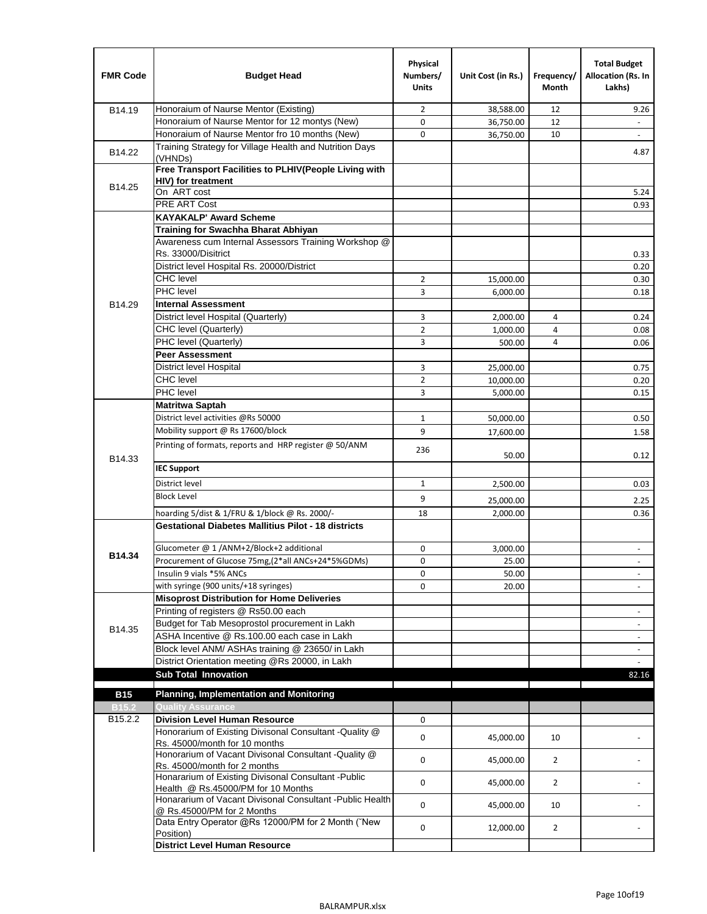| FMR Code | Budget Head | Physical Numbers/ Units | Unit Cost (in Rs.) | Frequency/ Month | Total Budget Allocation (Rs. In Lakhs) |
|---|---|---|---|---|---|
| B14.19 | Honoraium of Naurse Mentor (Existing) | 2 | 38,588.00 | 12 | 9.26 |
| | Honoraium of Naurse Mentor for 12 montys (New) | 0 | 36,750.00 | 12 | - |
| | Honoraium of Naurse Mentor fro 10 months (New) | 0 | 36,750.00 | 10 | - |
| B14.22 | Training Strategy for Village Health and Nutrition Days (VHNDs) | | | | 4.87 |
| B14.25 | **Free Transport Facilities to PLHIV(People Living with HIV) for treatment** | | | | |
| | On ART cost | | | | 5.24 |
| | PRE ART Cost | | | | 0.93 |
| B14.29 | **KAYAKALP' Award Scheme** | | | | |
| | **Training for Swachha Bharat Abhiyan** | | | | |
| | Awareness cum Internal Assessors Training Workshop @ Rs. 33000/Disitrict | | | | 0.33 |
| | District level Hospital Rs. 20000/District | | | | 0.20 |
| | CHC level | 2 | 15,000.00 | | 0.30 |
| | PHC level | 3 | 6,000.00 | | 0.18 |
| | **Internal Assessment** | | | | |
| | District level Hospital (Quarterly) | 3 | 2,000.00 | 4 | 0.24 |
| | CHC level (Quarterly) | 2 | 1,000.00 | 4 | 0.08 |
| | PHC level (Quarterly) | 3 | 500.00 | 4 | 0.06 |
| | **Peer Assessment** | | | | |
| | District level Hospital | 3 | 25,000.00 | | 0.75 |
| | CHC level | 2 | 10,000.00 | | 0.20 |
| | PHC level | 3 | 5,000.00 | | 0.15 |
| B14.33 | **Matritwa Saptah** | | | | |
| | District level activities @Rs 50000 | 1 | 50,000.00 | | 0.50 |
| | Mobility support @ Rs 17600/block | 9 | 17,600.00 | | 1.58 |
| | Printing of formats, reports and HRP register @ 50/ANM | 236 | 50.00 | | 0.12 |
| | **IEC Support** | | | | |
| | District level | 1 | 2,500.00 | | 0.03 |
| | Block Level | 9 | 25,000.00 | | 2.25 |
| | hoarding 5/dist & 1/FRU & 1/block @ Rs. 2000/- | 18 | 2,000.00 | | 0.36 |
| **B14.34** | **Gestational Diabetes Mallitius Pilot - 18 districts** | | | | |
| | Glucometer @ 1 /ANM+2/Block+2 additional | 0 | 3,000.00 | | - |
| | Procurement of Glucose 75mg,(2*all ANCs+24*5%GDMs) | 0 | 25.00 | | - |
| | Insulin 9 vials *5% ANCs | 0 | 50.00 | | - |
| | with syringe (900 units/+18 syringes) | 0 | 20.00 | | - |
| B14.35 | **Misoprost Distribution for Home Deliveries** | | | | |
| | Printing of registers @ Rs50.00 each | | | | - |
| | Budget for Tab Mesoprostol procurement in Lakh | | | | - |
| | ASHA Incentive @ Rs.100.00 each case in Lakh | | | | - |
| | Block level ANM/ ASHAs training @ 23650/ in Lakh | | | | - |
| | District Orientation meeting @Rs 20000, in Lakh | | | | - |
| | **Sub Total Innovation** | | | | 82.16 |
| **B15** | **Planning, Implementation and Monitoring** | | | | |
| **B15.2** | **Quality Assurance** | | | | |
| B15.2.2 | **Division Level Human Resource** | 0 | | | |
| | Honorarium of Existing Divisonal Consultant -Quality @ Rs. 45000/month for 10 months | 0 | 45,000.00 | 10 | - |
| | Honorarium of Vacant Divisonal Consultant -Quality @ Rs. 45000/month for 2 months | 0 | 45,000.00 | 2 | - |
| | Honararium of Existing Divisonal Consultant -Public Health @ Rs.45000/PM for 10 Months | 0 | 45,000.00 | 2 | - |
| | Honararium of Vacant Divisonal Consultant -Public Health @ Rs.45000/PM for 2 Months | 0 | 45,000.00 | 10 | - |
| | Data Entry Operator @Rs 12000/PM for 2 Month ("New Position) | 0 | 12,000.00 | 2 | - |
| | **District Level Human Resource** | | | | |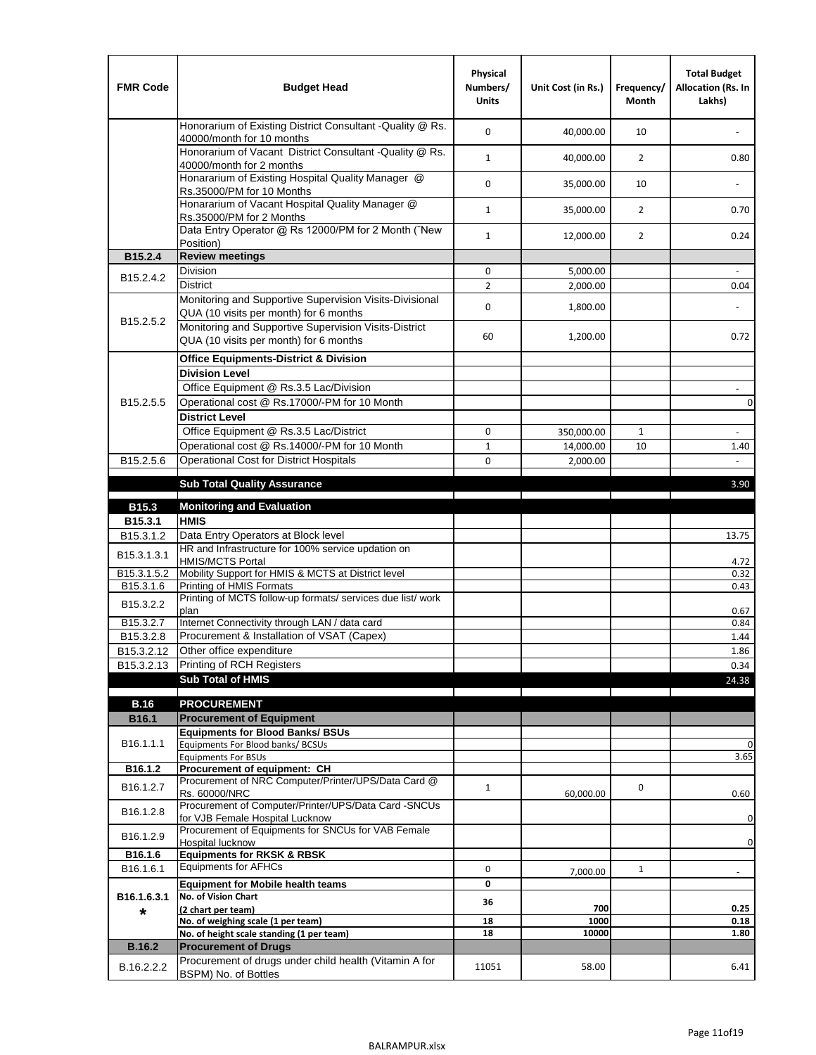| FMR Code | Budget Head | Physical Numbers/ Units | Unit Cost (in Rs.) | Frequency/ Month | Total Budget Allocation (Rs. In Lakhs) |
|---|---|---|---|---|---|
| | Honorarium of Existing District Consultant -Quality @ Rs. 40000/month for 10 months | 0 | 40,000.00 | 10 | - |
| | Honorarium of Vacant District Consultant -Quality @ Rs. 40000/month for 2 months | 1 | 40,000.00 | 2 | 0.80 |
| | Honararium of Existing Hospital Quality Manager @ Rs.35000/PM for 10 Months | 0 | 35,000.00 | 10 | - |
| | Honararium of Vacant Hospital Quality Manager @ Rs.35000/PM for 2 Months | 1 | 35,000.00 | 2 | 0.70 |
| | Data Entry Operator @ Rs 12000/PM for 2 Month (˜New Position) | 1 | 12,000.00 | 2 | 0.24 |
| **B15.2.4** | **Review meetings** | | | | |
| B15.2.4.2 | Division | 0 | 5,000.00 | | - |
| | District | 2 | 2,000.00 | | 0.04 |
| B15.2.5.2 | Monitoring and Supportive Supervision Visits-Divisional QUA (10 visits per month) for 6 months | 0 | 1,800.00 | | - |
| | Monitoring and Supportive Supervision Visits-District QUA (10 visits per month) for 6 months | 60 | 1,200.00 | | 0.72 |
| B15.2.5.5 | **Office Equipments-District & Division** | | | | |
| | **Division Level** | | | | |
| | Office Equipment @ Rs.3.5 Lac/Division | | | | - |
| | Operational cost @ Rs.17000/-PM for 10 Month | | | | 0 |
| | **District Level** | | | | |
| | Office Equipment @ Rs.3.5 Lac/District | 0 | 350,000.00 | 1 | - |
| | Operational cost @ Rs.14000/-PM for 10 Month | 1 | 14,000.00 | 10 | 1.40 |
| B15.2.5.6 | Operational Cost for District Hospitals | 0 | 2,000.00 | | - |
| | **Sub Total Quality Assurance** | | | | 3.90 |
| **B15.3** | **Monitoring and Evaluation** | | | | |
| **B15.3.1** | **HMIS** | | | | |
| B15.3.1.2 | Data Entry Operators at Block level | | | | 13.75 |
| B15.3.1.3.1 | HR and Infrastructure for 100% service updation on HMIS/MCTS Portal | | | | 4.72 |
| B15.3.1.5.2 | Mobility Support for HMIS & MCTS at District level | | | | 0.32 |
| B15.3.1.6 | Printing of HMIS Formats | | | | 0.43 |
| B15.3.2.2 | Printing of MCTS follow-up formats/ services due list/ work plan | | | | 0.67 |
| B15.3.2.7 | Internet Connectivity through LAN / data card | | | | 0.84 |
| B15.3.2.8 | Procurement & Installation of VSAT (Capex) | | | | 1.44 |
| B15.3.2.12 | Other office expenditure | | | | 1.86 |
| B15.3.2.13 | Printing of RCH Registers | | | | 0.34 |
| | **Sub Total of HMIS** | | | | 24.38 |
| **B.16** | **PROCUREMENT** | | | | |
| **B16.1** | **Procurement of Equipment** | | | | |
| B16.1.1.1 | **Equipments for Blood Banks/ BSUs** | | | | |
| | Equipments For Blood banks/ BCSUs | | | | 0 |
| | Equipments For BSUs | | | | 3.65 |
| **B16.1.2** | **Procurement of equipment: CH** | | | | |
| B16.1.2.7 | Procurement of NRC Computer/Printer/UPS/Data Card @ Rs. 60000/NRC | 1 | 60,000.00 | 0 | 0.60 |
| B16.1.2.8 | Procurement of Computer/Printer/UPS/Data Card -SNCUs for VJB Female Hospital Lucknow | | | | 0 |
| B16.1.2.9 | Procurement of Equipments for SNCUs for VAB Female Hospital lucknow | | | | 0 |
| **B16.1.6** | **Equipments for RKSK & RBSK** | | | | |
| B16.1.6.1 | Equipments for AFHCs | 0 | 7,000.00 | 1 | - |
| **B16.1.6.3.1 *** | **Equipment for Mobile health teams** | 0 | | | |
| | **No. of Vision Chart (2 chart per team)** | 36 | 700 | | 0.25 |
| | **No. of weighing scale (1 per team)** | 18 | 1000 | | 0.18 |
| | **No. of height scale standing (1 per team)** | 18 | 10000 | | 1.80 |
| **B.16.2** | **Procurement of Drugs** | | | | |
| B.16.2.2.2 | Procurement of drugs under child health (Vitamin A for BSPM) No. of Bottles | 11051 | 58.00 | | 6.41 |

BALRAMPUR.xlsx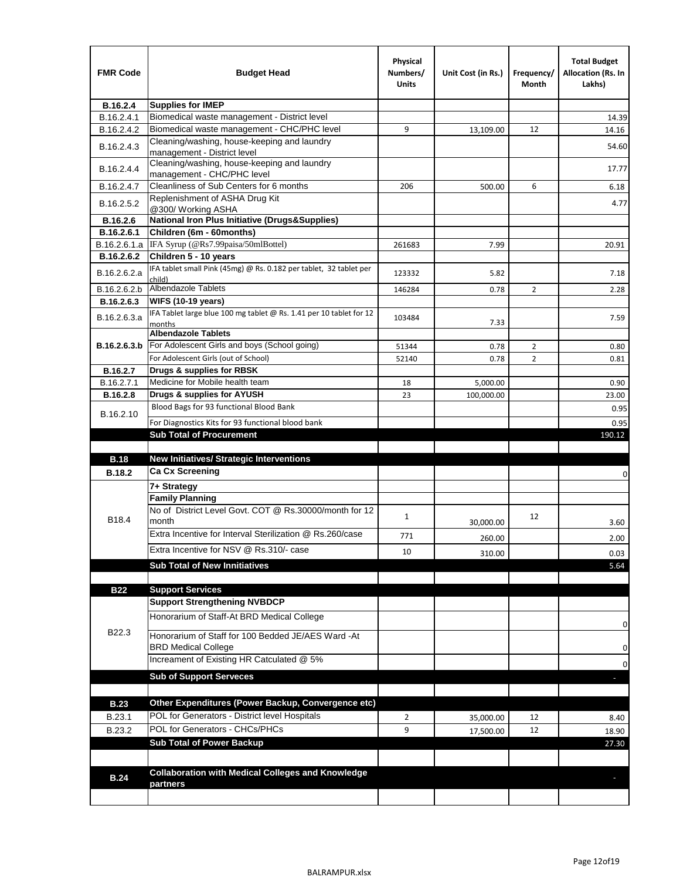| FMR Code | Budget Head | Physical Numbers/ Units | Unit Cost (in Rs.) | Frequency/ Month | Total Budget Allocation (Rs. In Lakhs) |
|---|---|---|---|---|---|
| **B.16.2.4** | **Supplies for IMEP** | | | | |
| B.16.2.4.1 | Biomedical waste management - District level | | | | 14.39 |
| B.16.2.4.2 | Biomedical waste management - CHC/PHC level | 9 | 13,109.00 | 12 | 14.16 |
| B.16.2.4.3 | Cleaning/washing, house-keeping and laundry management - District level | | | | 54.60 |
| B.16.2.4.4 | Cleaning/washing, house-keeping and laundry management - CHC/PHC level | | | | 17.77 |
| B.16.2.4.7 | Cleanliness of Sub Centers for 6 months | 206 | 500.00 | 6 | 6.18 |
| B.16.2.5.2 | Replenishment of ASHA Drug Kit @300/ Working ASHA | | | | 4.77 |
| **B.16.2.6** | **National Iron Plus Initiative (Drugs&Supplies)** | | | | |
| **B.16.2.6.1** | **Children (6m - 60months)** | | | | |
| B.16.2.6.1.a | IFA Syrup (@Rs7.99paisa/50mlBottel) | 261683 | 7.99 | | 20.91 |
| **B.16.2.6.2** | **Children 5 - 10 years** | | | | |
| B.16.2.6.2.a | IFA tablet small Pink (45mg) @ Rs. 0.182 per tablet, 32 tablet per child) | 123332 | 5.82 | | 7.18 |
| B.16.2.6.2.b | Albendazole Tablets | 146284 | 0.78 | 2 | 2.28 |
| **B.16.2.6.3** | **WIFS (10-19 years)** | | | | |
| B.16.2.6.3.a | IFA Tablet large blue 100 mg tablet @ Rs. 1.41 per 10 tablet for 12 months | 103484 | 7.33 | | 7.59 |
| **B.16.2.6.3.b** | **Albendazole Tablets** | | | | |
| | For Adolescent Girls and boys (School going) | 51344 | 0.78 | 2 | 0.80 |
| | For Adolescent Girls (out of School) | 52140 | 0.78 | 2 | 0.81 |
| **B.16.2.7** | **Drugs & supplies for RBSK** | | | | |
| B.16.2.7.1 | Medicine for Mobile health team | 18 | 5,000.00 | | 0.90 |
| **B.16.2.8** | **Drugs & supplies for AYUSH** | 23 | 100,000.00 | | 23.00 |
| B.16.2.10 | Blood Bags for 93 functional Blood Bank | | | | 0.95 |
| | For Diagnostics Kits for 93 functional blood bank | | | | 0.95 |
| | **Sub Total of Procurement** | | | | 190.12 |
| | | | | | |
| **B.18** | **New Initiatives/ Strategic Interventions** | | | | |
| **B.18.2** | **Ca Cx Screening** | | | | 0 |
| B18.4 | **7+ Strategy** | | | | |
| | **Family Planning** | | | | |
| | No of District Level Govt. COT @ Rs.30000/month for 12 month | 1 | 30,000.00 | 12 | 3.60 |
| | Extra Incentive for Interval Sterilization @ Rs.260/case | 771 | 260.00 | | 2.00 |
| | Extra Incentive for NSV @ Rs.310/- case | 10 | 310.00 | | 0.03 |
| | **Sub Total of New Innitiatives** | | | | 5.64 |
| | | | | | |
| **B22** | **Support Services** | | | | |
| B22.3 | **Support Strengthening NVBDCP** | | | | |
| | Honorarium of Staff-At BRD Medical College | | | | 0 |
| | Honorarium of Staff for 100 Bedded JE/AES Ward -At BRD Medical College | | | | 0 |
| | Increament of Existing HR Catculated @ 5% | | | | 0 |
| | **Sub of Support Serveces** | | | | - |
| | | | | | |
| **B.23** | **Other Expenditures (Power Backup, Convergence etc)** | | | | |
| B.23.1 | POL for Generators - District level Hospitals | 2 | 35,000.00 | 12 | 8.40 |
| B.23.2 | POL for Generators - CHCs/PHCs | 9 | 17,500.00 | 12 | 18.90 |
| | **Sub Total of Power Backup** | | | | 27.30 |
| | | | | | |
| **B.24** | **Collaboration with Medical Colleges and Knowledge partners** | | | | - |
| | | | | | |

BALRAMPUR.xlsx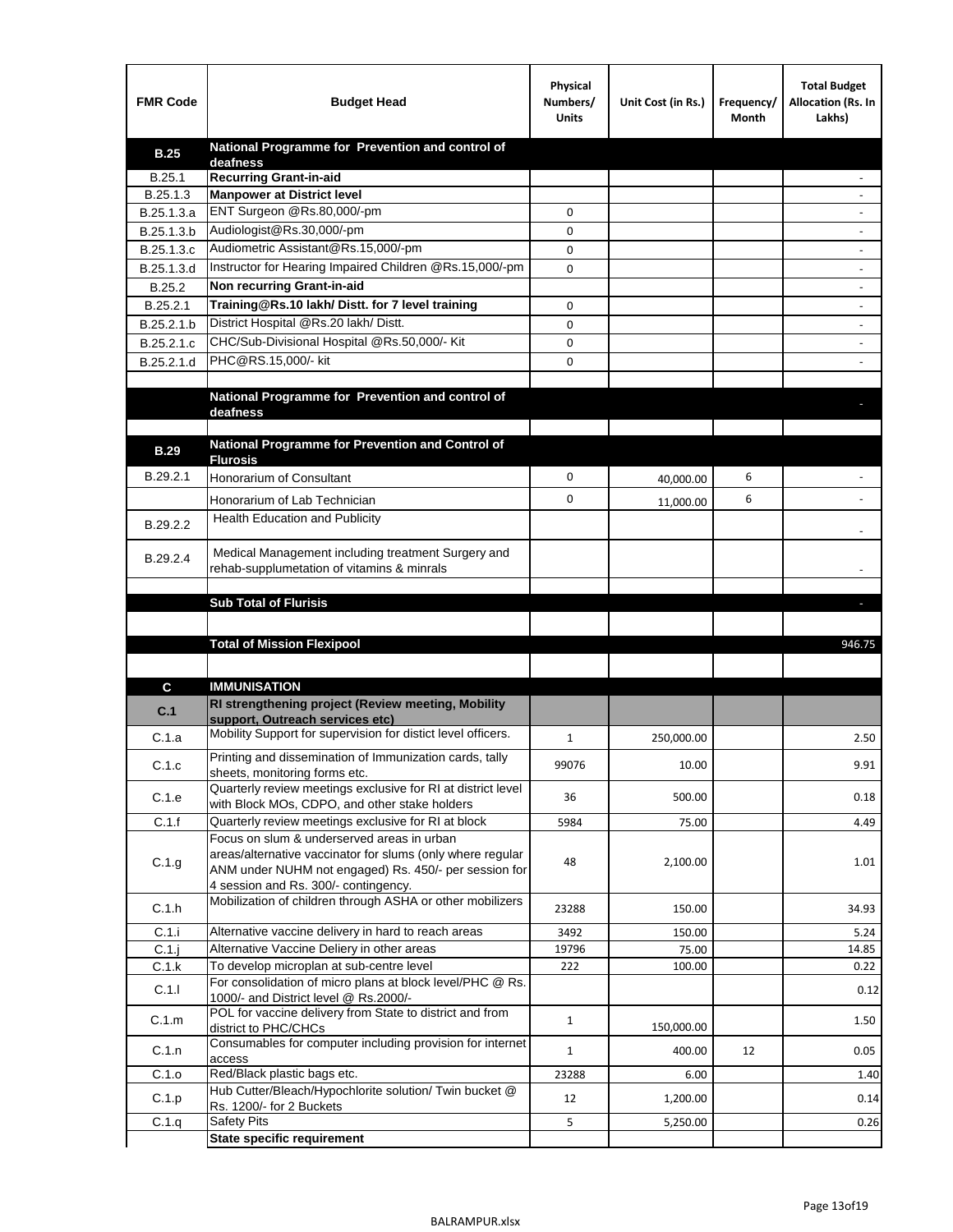| FMR Code | Budget Head | Physical Numbers/ Units | Unit Cost (in Rs.) | Frequency/ Month | Total Budget Allocation (Rs. In Lakhs) |
|---|---|---|---|---|---|
| **B.25** | **National Programme for Prevention and control of deafness** | | | | |
| B.25.1 | **Recurring Grant-in-aid** | | | | - |
| B.25.1.3 | **Manpower at District level** | | | | - |
| B.25.1.3.a | ENT Surgeon @Rs.80,000/-pm | 0 | | | - |
| B.25.1.3.b | Audiologist@Rs.30,000/-pm | 0 | | | - |
| B.25.1.3.c | Audiometric Assistant@Rs.15,000/-pm | 0 | | | - |
| B.25.1.3.d | Instructor for Hearing Impaired Children @Rs.15,000/-pm | 0 | | | - |
| B.25.2 | **Non recurring Grant-in-aid** | | | | - |
| B.25.2.1 | **Training@Rs.10 lakh/ Distt. for 7 level training** | 0 | | | - |
| B.25.2.1.b | District Hospital @Rs.20 lakh/ Distt. | 0 | | | - |
| B.25.2.1.c | CHC/Sub-Divisional Hospital @Rs.50,000/- Kit | 0 | | | - |
| B.25.2.1.d | PHC@RS.15,000/- kit | 0 | | | - |
| | | | | | |
| | **National Programme for Prevention and control of deafness** | | | | - |
| | | | | | |
| **B.29** | **National Programme for Prevention and Control of Flurosis** | | | | |
| B.29.2.1 | Honorarium of Consultant | 0 | 40,000.00 | 6 | - |
| | Honorarium of Lab Technician | 0 | 11,000.00 | 6 | - |
| B.29.2.2 | Health Education and Publicity | | | | - |
| B.29.2.4 | Medical Management including treatment Surgery and rehab-supplumetation of vitamins & minrals | | | | - |
| | | | | | |
| | **Sub Total of Flurisis** | | | | - |
| | | | | | |
| | **Total of Mission Flexipool** | | | | 946.75 |
| | | | | | |
| **C** | **IMMUNISATION** | | | | |
| **C.1** | **RI strengthening project (Review meeting, Mobility support, Outreach services etc)** | | | | |
| C.1.a | Mobility Support for supervision for distict level officers. | 1 | 250,000.00 | | 2.50 |
| C.1.c | Printing and dissemination of Immunization cards, tally sheets, monitoring forms etc. | 99076 | 10.00 | | 9.91 |
| C.1.e | Quarterly review meetings exclusive for RI at district level with Block MOs, CDPO, and other stake holders | 36 | 500.00 | | 0.18 |
| C.1.f | Quarterly review meetings exclusive for RI at block | 5984 | 75.00 | | 4.49 |
| C.1.g | Focus on slum & underserved areas in urban areas/alternative vaccinator for slums (only where regular ANM under NUHM not engaged) Rs. 450/- per session for 4 session and Rs. 300/- contingency. | 48 | 2,100.00 | | 1.01 |
| C.1.h | Mobilization of children through ASHA or other mobilizers | 23288 | 150.00 | | 34.93 |
| C.1.i | Alternative vaccine delivery in hard to reach areas | 3492 | 150.00 | | 5.24 |
| C.1.j | Alternative Vaccine Deliery in other areas | 19796 | 75.00 | | 14.85 |
| C.1.k | To develop microplan at sub-centre level | 222 | 100.00 | | 0.22 |
| C.1.l | For consolidation of micro plans at block level/PHC @ Rs. 1000/- and District level @ Rs.2000/- | | | | 0.12 |
| C.1.m | POL for vaccine delivery from State to district and from district to PHC/CHCs | 1 | 150,000.00 | | 1.50 |
| C.1.n | Consumables for computer including provision for internet access | 1 | 400.00 | 12 | 0.05 |
| C.1.o | Red/Black plastic bags etc. | 23288 | 6.00 | | 1.40 |
| C.1.p | Hub Cutter/Bleach/Hypochlorite solution/ Twin bucket @ Rs. 1200/- for 2 Buckets | 12 | 1,200.00 | | 0.14 |
| C.1.q | Safety Pits | 5 | 5,250.00 | | 0.26 |
| | **State specific requirement** | | | | |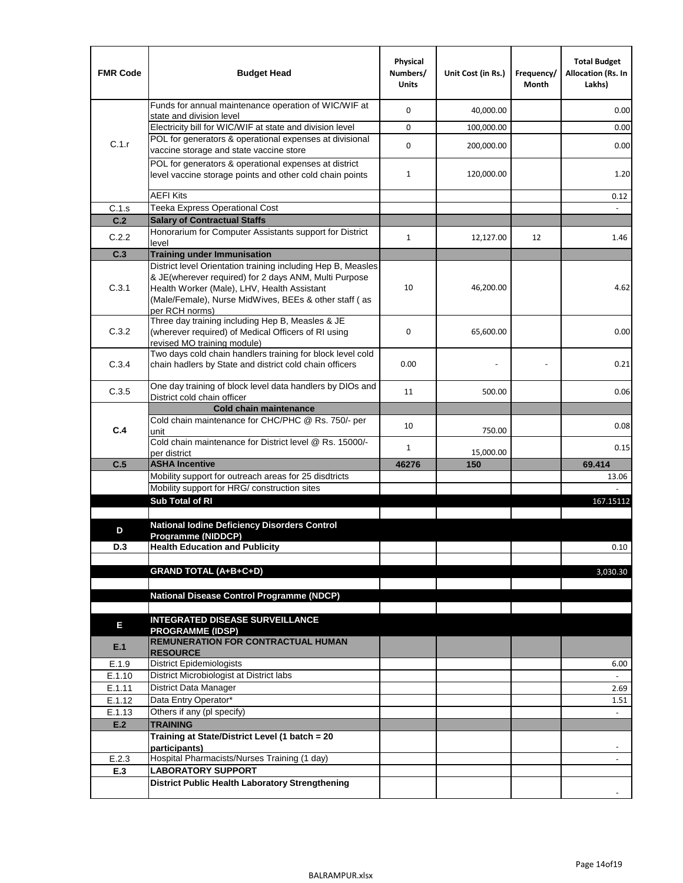| FMR Code | Budget Head | Physical Numbers/ Units | Unit Cost (in Rs.) | Frequency/ Month | Total Budget Allocation (Rs. In Lakhs) |
|---|---|---|---|---|---|
| C.1.r | Funds for annual maintenance operation of WIC/WIF at state and division level | 0 | 40,000.00 | | 0.00 |
| | Electricity bill for WIC/WIF at state and division level | 0 | 100,000.00 | | 0.00 |
| | POL for generators & operational expenses at divisional vaccine storage and state vaccine store | 0 | 200,000.00 | | 0.00 |
| | POL for generators & operational expenses at district level vaccine storage points and other cold chain points | 1 | 120,000.00 | | 1.20 |
| | AEFI Kits | | | | 0.12 |
| C.1.s | Teeka Express Operational Cost | | | | - |
| **C.2** | **Salary of Contractual Staffs** | | | | |
| C.2.2 | Honorarium for Computer Assistants support for District level | 1 | 12,127.00 | 12 | 1.46 |
| **C.3** | **Training under Immunisation** | | | | |
| C.3.1 | District level Orientation training including Hep B, Measles & JE(wherever required) for 2 days ANM, Multi Purpose Health Worker (Male), LHV, Health Assistant (Male/Female), Nurse MidWives, BEEs & other staff ( as per RCH norms) | 10 | 46,200.00 | | 4.62 |
| C.3.2 | Three day training including Hep B, Measles & JE (wherever required) of Medical Officers of RI using revised MO training module) | 0 | 65,600.00 | | 0.00 |
| C.3.4 | Two days cold chain handlers training for block level cold chain hadlers by State and district cold chain officers | 0.00 | - | - | 0.21 |
| C.3.5 | One day training of block level data handlers by DIOs and District cold chain officer | 11 | 500.00 | | 0.06 |
| **C.4** | **Cold chain maintenance** | | | | |
| | Cold chain maintenance for CHC/PHC @ Rs. 750/- per unit | 10 | 750.00 | | 0.08 |
| | Cold chain maintenance for District level @ Rs. 15000/- per district | 1 | 15,000.00 | | 0.15 |
| **C.5** | **ASHA Incentive** | **46276** | **150** | | **69.414** |
| | Mobility support for outreach areas for 25 disdtricts | | | | 13.06 |
| | Mobility support for HRG/ construction sites | | | | - |
| | **Sub Total of RI** | | | | 167.15112 |
| | | | | | |
| **D** | **National Iodine Deficiency Disorders Control Programme (NIDDCP)** | | | | |
| **D.3** | **Health Education and Publicity** | | | | 0.10 |
| | | | | | |
| | **GRAND TOTAL (A+B+C+D)** | | | | 3,030.30 |
| | | | | | |
| | **National Disease Control Programme (NDCP)** | | | | |
| | | | | | |
| **E** | **INTEGRATED DISEASE SURVEILLANCE PROGRAMME (IDSP)** | | | | |
| **E.1** | **REMUNERATION FOR CONTRACTUAL HUMAN RESOURCE** | | | | |
| E.1.9 | District Epidemiologists | | | | 6.00 |
| E.1.10 | District Microbiologist at District labs | | | | - |
| E.1.11 | District Data Manager | | | | 2.69 |
| E.1.12 | Data Entry Operator* | | | | 1.51 |
| E.1.13 | Others if any (pl specify) | | | | - |
| **E.2** | **TRAINING** | | | | |
| | **Training at State/District Level (1 batch = 20 participants)** | | | | - |
| E.2.3 | Hospital Pharmacists/Nurses Training (1 day) | | | | - |
| **E.3** | **LABORATORY SUPPORT** | | | | |
| | **District Public Health Laboratory Strengthening** | | | | - |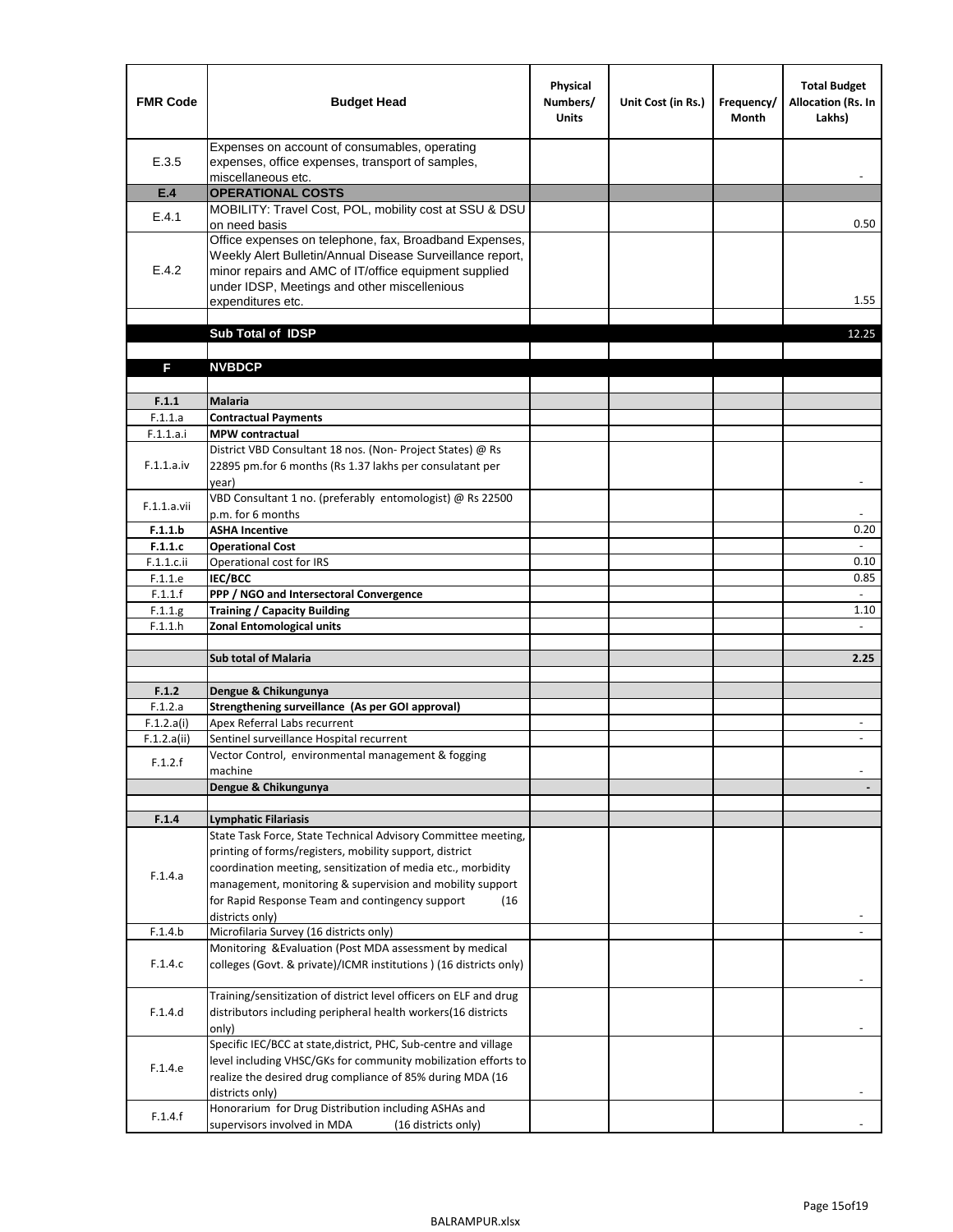| FMR Code | Budget Head | Physical Numbers/ Units | Unit Cost (in Rs.) | Frequency/ Month | Total Budget Allocation (Rs. In Lakhs) |
|---|---|---|---|---|---|
| E.3.5 | Expenses on account of consumables, operating expenses, office expenses, transport of samples, miscellaneous etc. | | | | - |
| **E.4** | **OPERATIONAL COSTS** | | | | |
| E.4.1 | MOBILITY: Travel Cost, POL, mobility cost at SSU & DSU on need basis | | | | 0.50 |
| E.4.2 | Office expenses on telephone, fax, Broadband Expenses, Weekly Alert Bulletin/Annual Disease Surveillance report, minor repairs and AMC of IT/office equipment supplied under IDSP, Meetings and other miscellenious expenditures etc. | | | | 1.55 |
| | | | | | |
| | **Sub Total of IDSP** | | | | 12.25 |
| | | | | | |
| **F** | **NVBDCP** | | | | |
| | | | | | |
| **F.1.1** | **Malaria** | | | | |
| F.1.1.a | **Contractual Payments** | | | | |
| F.1.1.a.i | **MPW contractual** | | | | |
| F.1.1.a.iv | District VBD Consultant 18 nos. (Non- Project States) @ Rs 22895 pm.for 6 months (Rs 1.37 lakhs per consulatant per year) | | | | - |
| F.1.1.a.vii | VBD Consultant 1 no. (preferably entomologist) @ Rs 22500 p.m. for 6 months | | | | - |
| **F.1.1.b** | **ASHA Incentive** | | | | 0.20 |
| **F.1.1.c** | **Operational Cost** | | | | - |
| F.1.1.c.ii | Operational cost for IRS | | | | 0.10 |
| F.1.1.e | **IEC/BCC** | | | | 0.85 |
| F.1.1.f | **PPP / NGO and Intersectoral Convergence** | | | | - |
| F.1.1.g | **Training / Capacity Building** | | | | 1.10 |
| F.1.1.h | **Zonal Entomological units** | | | | - |
| | | | | | |
| | **Sub total of Malaria** | | | | **2.25** |
| | | | | | |
| **F.1.2** | **Dengue & Chikungunya** | | | | |
| F.1.2.a | **Strengthening surveillance (As per GOI approval)** | | | | |
| F.1.2.a(i) | Apex Referral Labs recurrent | | | | - |
| F.1.2.a(ii) | Sentinel surveillance Hospital recurrent | | | | - |
| F.1.2.f | Vector Control, environmental management & fogging machine | | | | - |
| | **Dengue & Chikungunya** | | | | **-** |
| | | | | | |
| **F.1.4** | **Lymphatic Filariasis** | | | | |
| F.1.4.a | State Task Force, State Technical Advisory Committee meeting, printing of forms/registers, mobility support, district coordination meeting, sensitization of media etc., morbidity management, monitoring & supervision and mobility support for Rapid Response Team and contingency support (16 districts only) | | | | - |
| F.1.4.b | Microfilaria Survey (16 districts only) | | | | - |
| F.1.4.c | Monitoring &Evaluation (Post MDA assessment by medical colleges (Govt. & private)/ICMR institutions ) (16 districts only) | | | | - |
| F.1.4.d | Training/sensitization of district level officers on ELF and drug distributors including peripheral health workers(16 districts only) | | | | - |
| F.1.4.e | Specific IEC/BCC at state,district, PHC, Sub-centre and village level including VHSC/GKs for community mobilization efforts to realize the desired drug compliance of 85% during MDA (16 districts only) | | | | - |
| F.1.4.f | Honorarium for Drug Distribution including ASHAs and supervisors involved in MDA (16 districts only) | | | | - |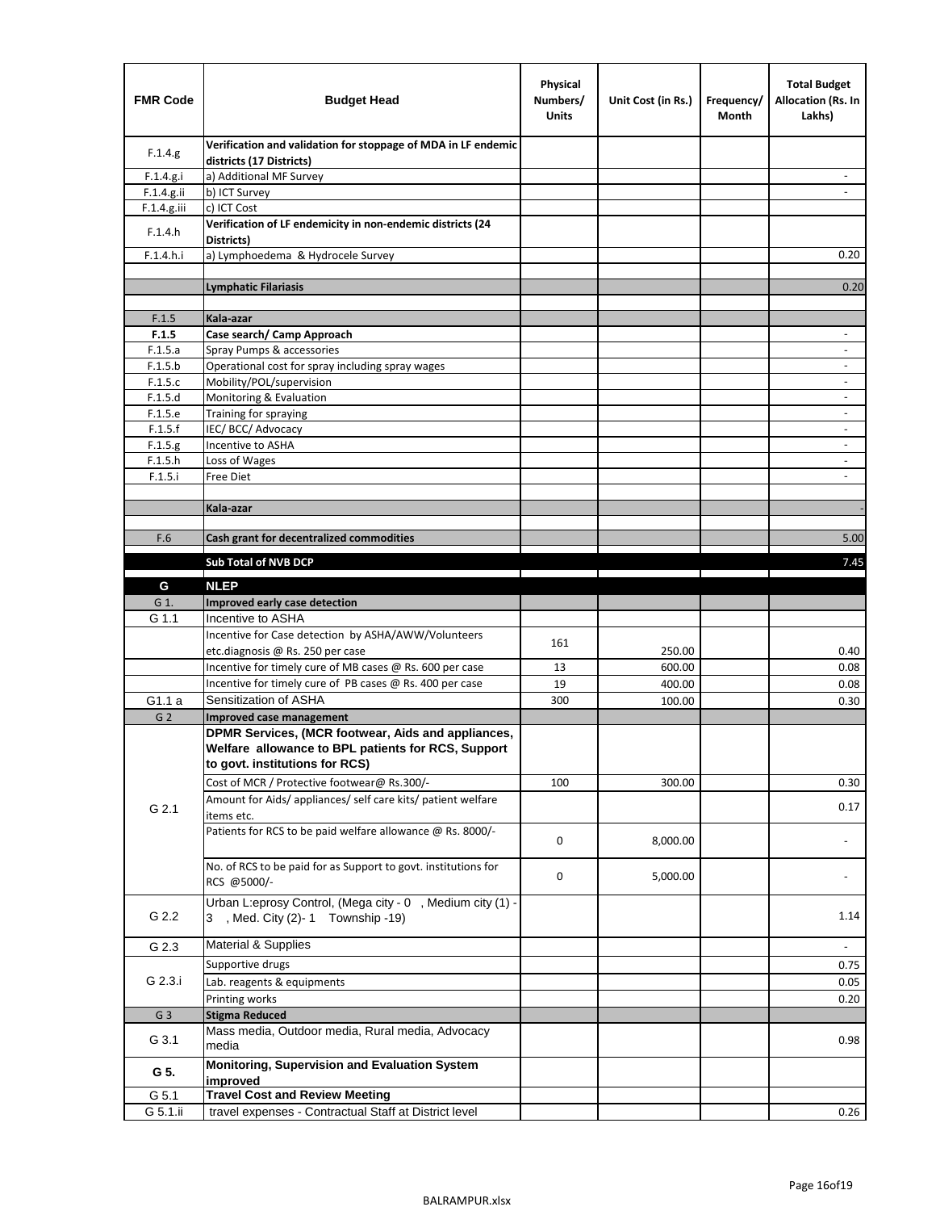| FMR Code | Budget Head | Physical Numbers/ Units | Unit Cost (in Rs.) | Frequency/ Month | Total Budget Allocation (Rs. In Lakhs) |
|---|---|---|---|---|---|
| F.1.4.g | **Verification and validation for stoppage of MDA in LF endemic districts (17 Districts)** | | | | |
| F.1.4.g.i | a) Additional MF Survey | | | | - |
| F.1.4.g.ii | b) ICT Survey | | | | - |
| F.1.4.g.iii | c) ICT Cost | | | | |
| F.1.4.h | **Verification of LF endemicity in non-endemic districts (24 Districts)** | | | | |
| F.1.4.h.i | a) Lymphoedema & Hydrocele Survey | | | | 0.20 |
| | | | | | |
| | **Lymphatic Filariasis** | | | | 0.20 |
| | | | | | |
| F.1.5 | **Kala-azar** | | | | |
| **F.1.5** | **Case search/ Camp Approach** | | | | - |
| F.1.5.a | Spray Pumps & accessories | | | | - |
| F.1.5.b | Operational cost for spray including spray wages | | | | - |
| F.1.5.c | Mobility/POL/supervision | | | | - |
| F.1.5.d | Monitoring & Evaluation | | | | - |
| F.1.5.e | Training for spraying | | | | - |
| F.1.5.f | IEC/ BCC/ Advocacy | | | | - |
| F.1.5.g | Incentive to ASHA | | | | - |
| F.1.5.h | Loss of Wages | | | | - |
| F.1.5.i | Free Diet | | | | - |
| | | | | | |
| | **Kala-azar** | | | | - |
| | | | | | |
| F.6 | **Cash grant for decentralized commodities** | | | | 5.00 |
| | **Sub Total of NVB DCP** | | | | 7.45 |
| **G** | **NLEP** | | | | |
| G 1. | **Improved early case detection** | | | | |
| G 1.1 | Incentive to ASHA | | | | |
| | Incentive for Case detection by ASHA/AWW/Volunteers etc.diagnosis @ Rs. 250 per case | 161 | 250.00 | | 0.40 |
| | Incentive for timely cure of MB cases @ Rs. 600 per case | 13 | 600.00 | | 0.08 |
| | Incentive for timely cure of PB cases @ Rs. 400 per case | 19 | 400.00 | | 0.08 |
| G1.1 a | Sensitization of ASHA | 300 | 100.00 | | 0.30 |
| G 2 | **Improved case management** | | | | |
| G 2.1 | **DPMR Services, (MCR footwear, Aids and appliances, Welfare allowance to BPL patients for RCS, Support to govt. institutions for RCS)** | | | | |
| | Cost of MCR / Protective footwear@ Rs.300/- | 100 | 300.00 | | 0.30 |
| | Amount for Aids/ appliances/ self care kits/ patient welfare items etc. | | | | 0.17 |
| | Patients for RCS to be paid welfare allowance @ Rs. 8000/- | 0 | 8,000.00 | | - |
| | No. of RCS to be paid for as Support to govt. institutions for RCS @5000/- | 0 | 5,000.00 | | - |
| G 2.2 | Urban L:eprosy Control, (Mega city - 0 , Medium city (1) - 3 , Med. City (2)- 1 Township -19) | | | | 1.14 |
| G 2.3 | Material & Supplies | | | | - |
| G 2.3.i | Supportive drugs | | | | 0.75 |
| | Lab. reagents & equipments | | | | 0.05 |
| | Printing works | | | | 0.20 |
| G 3 | **Stigma Reduced** | | | | |
| G 3.1 | Mass media, Outdoor media, Rural media, Advocacy media | | | | 0.98 |
| **G 5.** | **Monitoring, Supervision and Evaluation System improved** | | | | |
| G 5.1 | **Travel Cost and Review Meeting** | | | | |
| G 5.1.ii | travel expenses - Contractual Staff at District level | | | | 0.26 |

BALRAMPUR.xlsx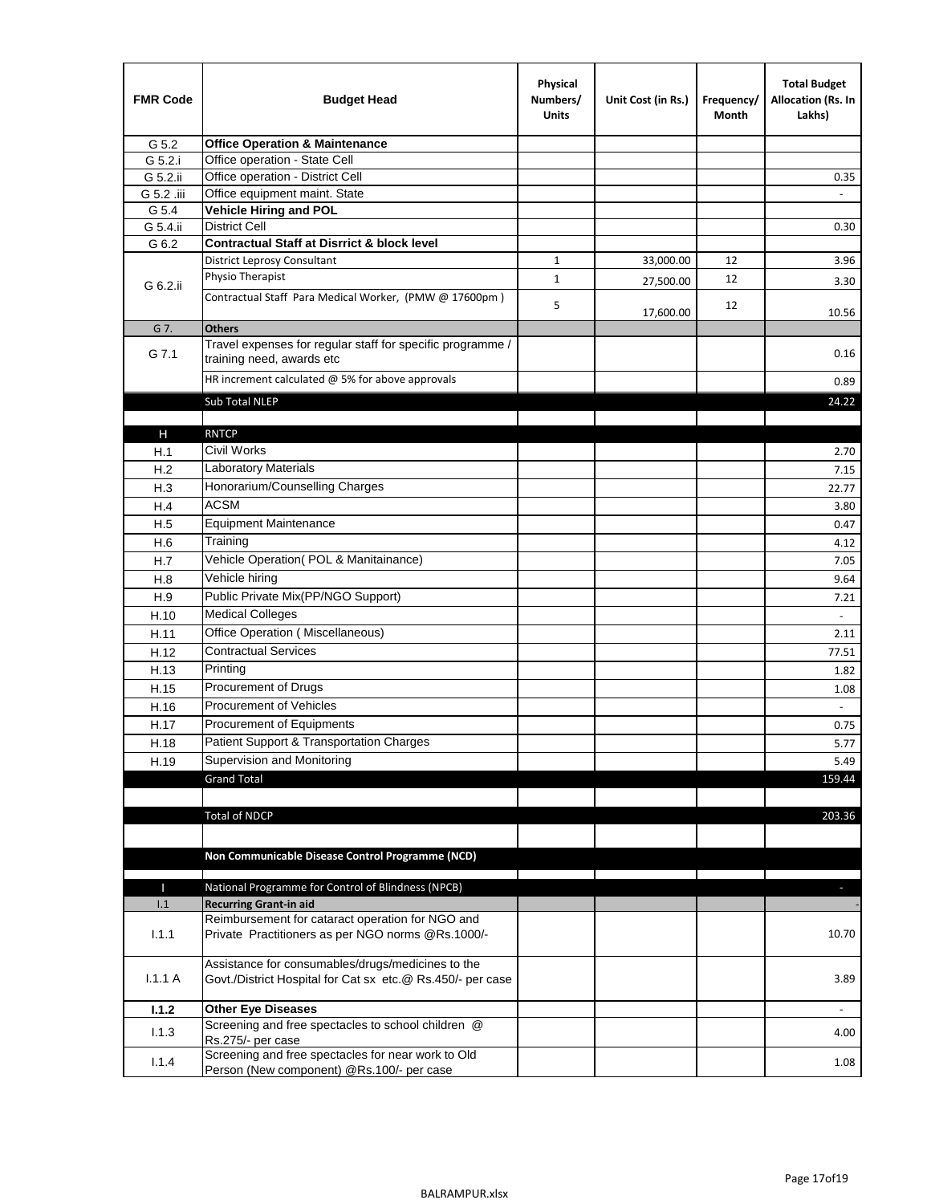| FMR Code | Budget Head | Physical Numbers/ Units | Unit Cost (in Rs.) | Frequency/ Month | Total Budget Allocation (Rs. In Lakhs) |
|---|---|---|---|---|---|
| G 5.2 | **Office Operation & Maintenance** | | | | |
| G 5.2.i | Office operation - State Cell | | | | |
| G 5.2.ii | Office operation - District Cell | | | | 0.35 |
| G 5.2 .iii | Office equipment maint. State | | | | - |
| G 5.4 | **Vehicle Hiring and POL** | | | | |
| G 5.4.ii | District Cell | | | | 0.30 |
| G 6.2 | **Contractual Staff at Disrrict & block level** | | | | |
| G 6.2.ii | District Leprosy Consultant | 1 | 33,000.00 | 12 | 3.96 |
| | Physio Therapist | 1 | 27,500.00 | 12 | 3.30 |
| | Contractual Staff Para Medical Worker, (PMW @ 17600pm ) | 5 | 17,600.00 | 12 | 10.56 |
| G 7. | **Others** | | | | |
| G 7.1 | Travel expenses for regular staff for specific programme / training need, awards etc | | | | 0.16 |
| | HR increment calculated @ 5% for above approvals | | | | 0.89 |
| | Sub Total NLEP | | | | 24.22 |
| | | | | | |
| H | RNTCP | | | | |
| H.1 | Civil Works | | | | 2.70 |
| H.2 | Laboratory Materials | | | | 7.15 |
| H.3 | Honorarium/Counselling Charges | | | | 22.77 |
| H.4 | ACSM | | | | 3.80 |
| H.5 | Equipment Maintenance | | | | 0.47 |
| H.6 | Training | | | | 4.12 |
| H.7 | Vehicle Operation( POL & Manitainance) | | | | 7.05 |
| H.8 | Vehicle hiring | | | | 9.64 |
| H.9 | Public Private Mix(PP/NGO Support) | | | | 7.21 |
| H.10 | Medical Colleges | | | | - |
| H.11 | Office Operation ( Miscellaneous) | | | | 2.11 |
| H.12 | Contractual Services | | | | 77.51 |
| H.13 | Printing | | | | 1.82 |
| H.15 | Procurement of Drugs | | | | 1.08 |
| H.16 | Procurement of Vehicles | | | | - |
| H.17 | Procurement of Equipments | | | | 0.75 |
| H.18 | Patient Support & Transportation Charges | | | | 5.77 |
| H.19 | Supervision and Monitoring | | | | 5.49 |
| | Grand Total | | | | 159.44 |
| | | | | | |
| | Total of NDCP | | | | 203.36 |
| | | | | | |
| | **Non Communicable Disease Control Programme (NCD)** | | | | |
| | | | | | |
| I | National Programme for Control of Blindness (NPCB) | | | | - |
| I.1 | **Recurring Grant-in aid** | | | | - |
| I.1.1 | Reimbursement for cataract operation for NGO and Private Practitioners as per NGO norms @Rs.1000/- | | | | 10.70 |
| I.1.1 A | Assistance for consumables/drugs/medicines to the Govt./District Hospital for Cat sx etc.@ Rs.450/- per case | | | | 3.89 |
| **I.1.2** | **Other Eye Diseases** | | | | - |
| I.1.3 | Screening and free spectacles to school children @ Rs.275/- per case | | | | 4.00 |
| I.1.4 | Screening and free spectacles for near work to Old Person (New component) @Rs.100/- per case | | | | 1.08 |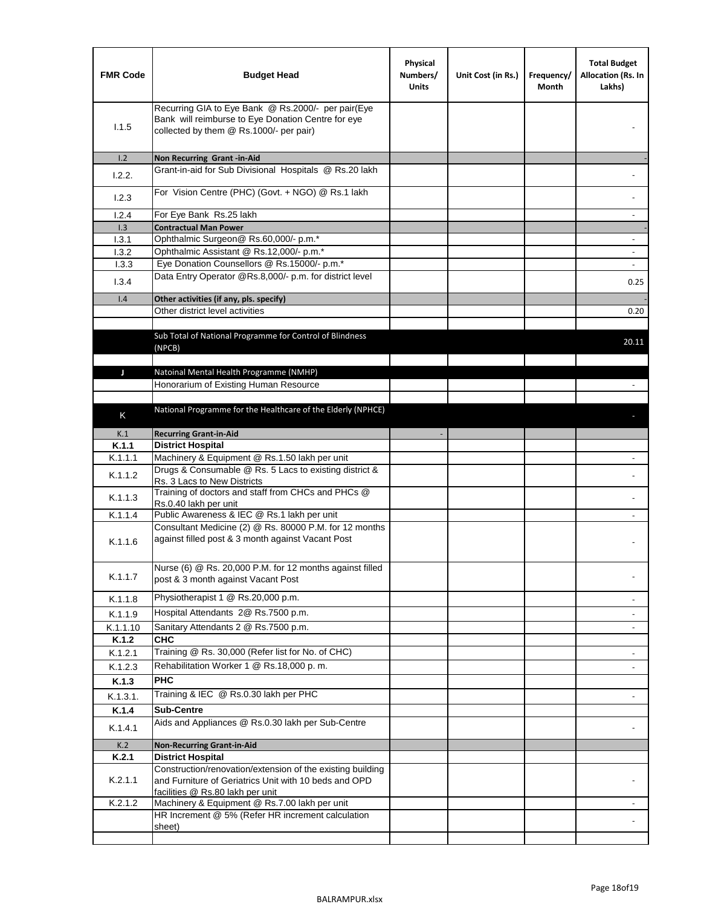| FMR Code | Budget Head | Physical Numbers/ Units | Unit Cost (in Rs.) | Frequency/ Month | Total Budget Allocation (Rs. In Lakhs) |
|---|---|---|---|---|---|
| I.1.5 | Recurring GIA to Eye Bank @ Rs.2000/- per pair(Eye Bank will reimburse to Eye Donation Centre for eye collected by them @ Rs.1000/- per pair) | | | | - |
| I.2 | **Non Recurring Grant -in-Aid** | | | | - |
| I.2.2. | Grant-in-aid for Sub Divisional Hospitals @ Rs.20 lakh | | | | - |
| I.2.3 | For Vision Centre (PHC) (Govt. + NGO) @ Rs.1 lakh | | | | - |
| I.2.4 | For Eye Bank Rs.25 lakh | | | | - |
| I.3 | **Contractual Man Power** | | | | - |
| I.3.1 | Ophthalmic Surgeon@ Rs.60,000/- p.m.* | | | | - |
| I.3.2 | Ophthalmic Assistant @ Rs.12,000/- p.m.* | | | | - |
| I.3.3 | Eye Donation Counsellors @ Rs.15000/- p.m.* | | | | - |
| I.3.4 | Data Entry Operator @Rs.8,000/- p.m. for district level | | | | 0.25 |
| I.4 | **Other activities (if any, pls. specify)** | | | | - |
| | Other district level activities | | | | 0.20 |
| | | | | | |
| | Sub Total of National Programme for Control of Blindness (NPCB) | | | | 20.11 |
| | | | | | |
| J | Natoinal Mental Health Programme (NMHP) | | | | |
| | Honorarium of Existing Human Resource | | | | - |
| | | | | | |
| K | National Programme for the Healthcare of the Elderly (NPHCE) | | | | - |
| K.1 | **Recurring Grant-in-Aid** | - | | | |
| **K.1.1** | **District Hospital** | | | | |
| K.1.1.1 | Machinery & Equipment @ Rs.1.50 lakh per unit | | | | - |
| K.1.1.2 | Drugs & Consumable @ Rs. 5 Lacs to existing district & Rs. 3 Lacs to New Districts | | | | - |
| K.1.1.3 | Training of doctors and staff from CHCs and PHCs @ Rs.0.40 lakh per unit | | | | - |
| K.1.1.4 | Public Awareness & IEC @ Rs.1 lakh per unit | | | | - |
| K.1.1.6 | Consultant Medicine (2) @ Rs. 80000 P.M. for 12 months against filled post & 3 month against Vacant Post | | | | - |
| K.1.1.7 | Nurse (6) @ Rs. 20,000 P.M. for 12 months against filled post & 3 month against Vacant Post | | | | - |
| K.1.1.8 | Physiotherapist 1 @ Rs.20,000 p.m. | | | | - |
| K.1.1.9 | Hospital Attendants 2@ Rs.7500 p.m. | | | | - |
| K.1.1.10 | Sanitary Attendants 2 @ Rs.7500 p.m. | | | | - |
| **K.1.2** | **CHC** | | | | |
| K.1.2.1 | Training @ Rs. 30,000 (Refer list for No. of CHC) | | | | - |
| K.1.2.3 | Rehabilitation Worker 1 @ Rs.18,000 p. m. | | | | - |
| **K.1.3** | **PHC** | | | | |
| K.1.3.1. | Training & IEC @ Rs.0.30 lakh per PHC | | | | - |
| **K.1.4** | **Sub-Centre** | | | | |
| K.1.4.1 | Aids and Appliances @ Rs.0.30 lakh per Sub-Centre | | | | - |
| K.2 | **Non-Recurring Grant-in-Aid** | | | | |
| **K.2.1** | **District Hospital** | | | | |
| K.2.1.1 | Construction/renovation/extension of the existing building and Furniture of Geriatrics Unit with 10 beds and OPD facilities @ Rs.80 lakh per unit | | | | - |
| K.2.1.2 | Machinery & Equipment @ Rs.7.00 lakh per unit | | | | - |
| | HR Increment @ 5% (Refer HR increment calculation sheet) | | | | - |
| | | | | | |

BALRAMPUR.xlsx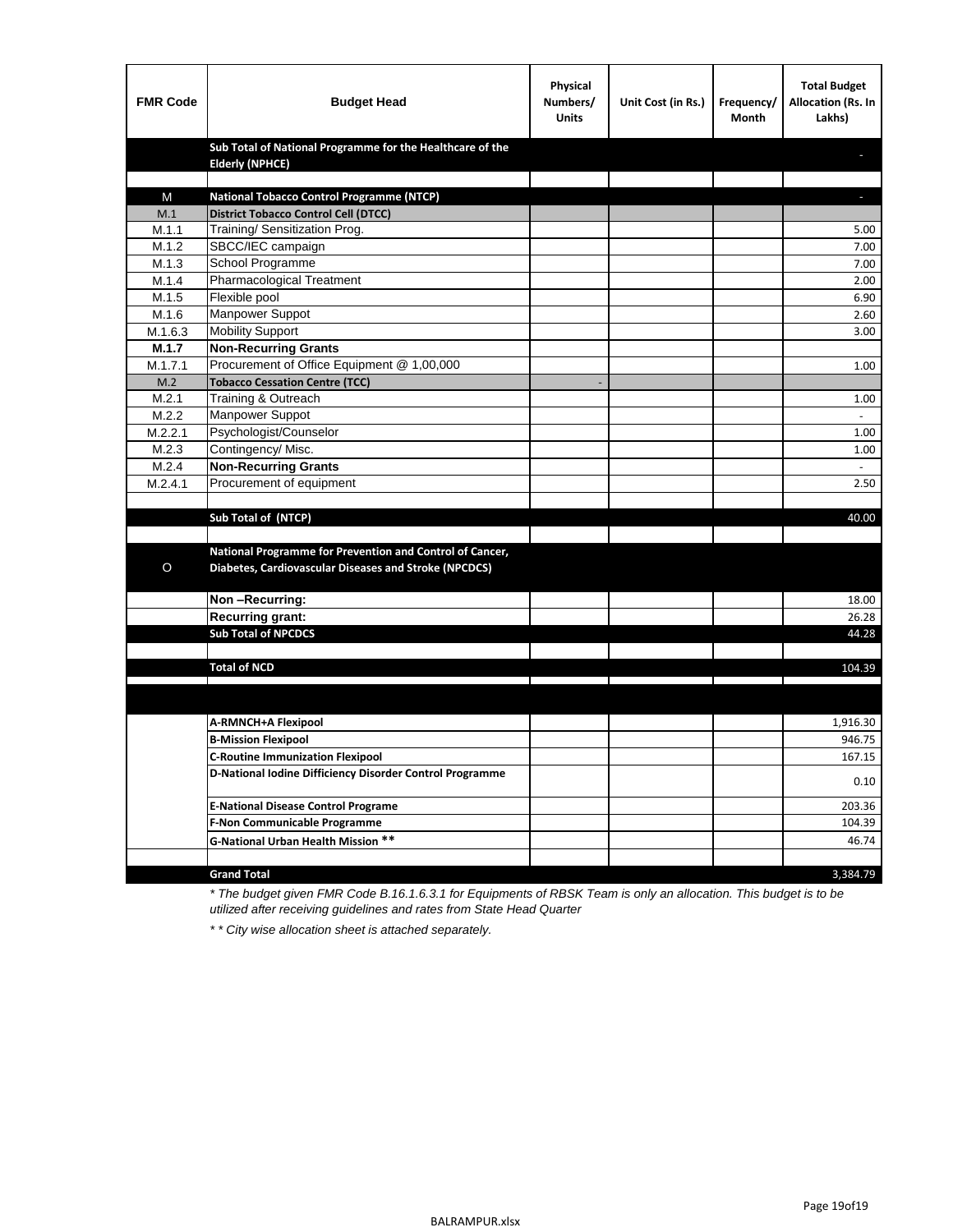| FMR Code | Budget Head | Physical Numbers/ Units | Unit Cost (in Rs.) | Frequency/ Month | Total Budget Allocation (Rs. In Lakhs) |
|---|---|---|---|---|---|
| | **Sub Total of National Programme for the Healthcare of the Elderly (NPHCE)** | | | | - |
| | | | | | |
| M | **National Tobacco Control Programme (NTCP)** | | | | - |
| M.1 | **District Tobacco Control Cell (DTCC)** | | | | |
| M.1.1 | Training/ Sensitization Prog. | | | | 5.00 |
| M.1.2 | SBCC/IEC campaign | | | | 7.00 |
| M.1.3 | School Programme | | | | 7.00 |
| M.1.4 | Pharmacological Treatment | | | | 2.00 |
| M.1.5 | Flexible pool | | | | 6.90 |
| M.1.6 | Manpower Suppot | | | | 2.60 |
| M.1.6.3 | Mobility Support | | | | 3.00 |
| **M.1.7** | **Non-Recurring Grants** | | | | |
| M.1.7.1 | Procurement of Office Equipment @ 1,00,000 | | | | 1.00 |
| M.2 | **Tobacco Cessation Centre (TCC)** | - | | | |
| M.2.1 | Training & Outreach | | | | 1.00 |
| M.2.2 | Manpower Suppot | | | | - |
| M.2.2.1 | Psychologist/Counselor | | | | 1.00 |
| M.2.3 | Contingency/ Misc. | | | | 1.00 |
| M.2.4 | **Non-Recurring Grants** | | | | - |
| M.2.4.1 | Procurement of equipment | | | | 2.50 |
| | | | | | |
| | **Sub Total of (NTCP)** | | | | 40.00 |
| | | | | | |
| O | **National Programme for Prevention and Control of Cancer, Diabetes, Cardiovascular Diseases and Stroke (NPCDCS)** | | | | |
| | **Non –Recurring:** | | | | 18.00 |
| | **Recurring grant:** | | | | 26.28 |
| | **Sub Total of NPCDCS** | | | | 44.28 |
| | | | | | |
| | **Total of NCD** | | | | 104.39 |
| | | | | | |
| | **A-RMNCH+A Flexipool** | | | | 1,916.30 |
| | **B-Mission Flexipool** | | | | 946.75 |
| | **C-Routine Immunization Flexipool** | | | | 167.15 |
| | **D-National Iodine Difficiency Disorder Control Programme** | | | | 0.10 |
| | **E-National Disease Control Programe** | | | | 203.36 |
| | **F-Non Communicable Programme** | | | | 104.39 |
| | **G-National Urban Health Mission \*\*** | | | | 46.74 |
| | | | | | |
| | **Grand Total** | | | | 3,384.79 |

*\* The budget given FMR Code B.16.1.6.3.1 for Equipments of RBSK Team is only an allocation. This budget is to be utilized after receiving guidelines and rates from State Head Quarter*

*\* \* City wise allocation sheet is attached separately.*